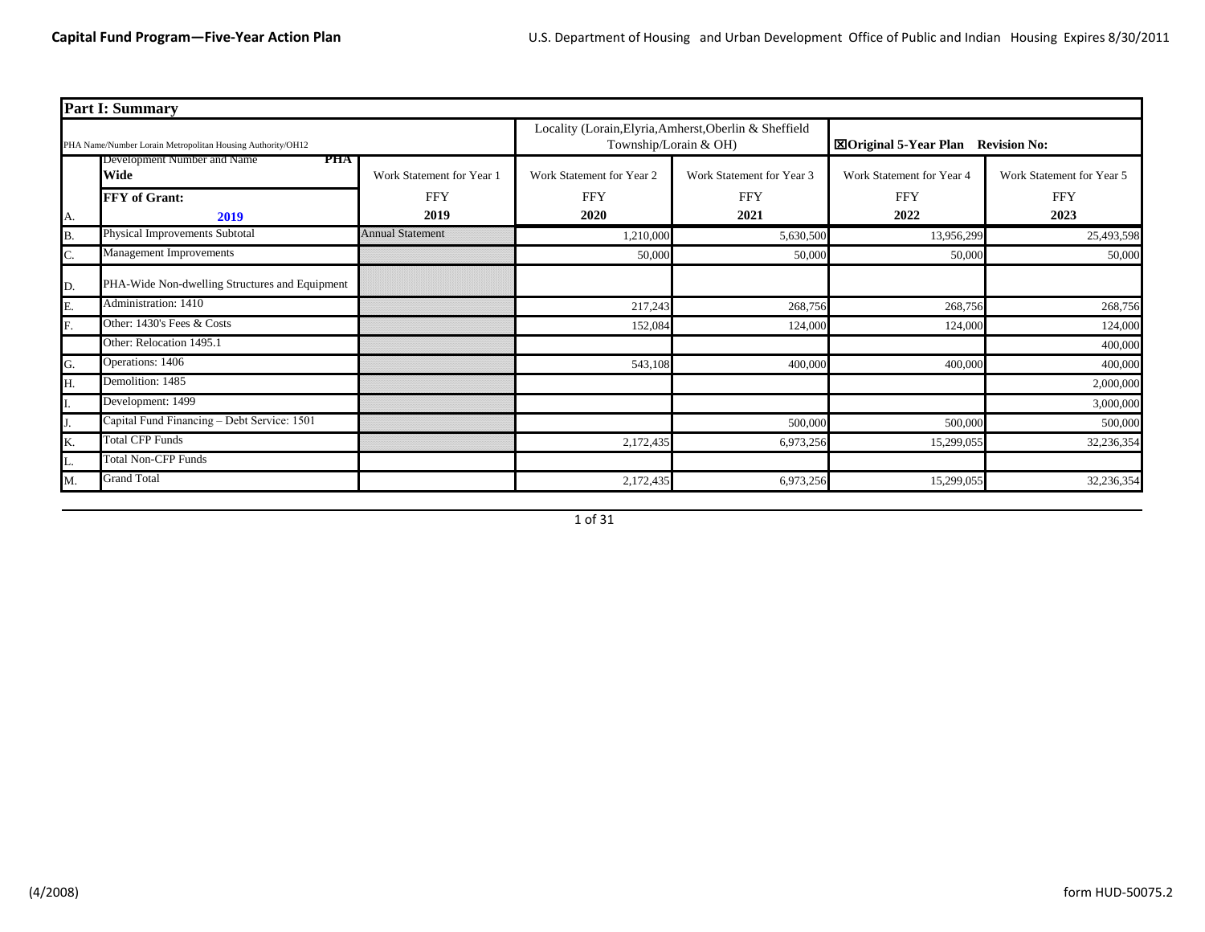**Capital Fund Program—Five-Year Action Plan**

U.S. Department of Housing and Urban Development Office of Public and Indian Housing Expires 8/30/2011

| **Part I: Summary** | | | | | | |
|---|---|---|---|---|---|---|
| PHA Name/Number Lorain Metropolitan Housing Authority/OH12 | | | Locality (Lorain,Elyria,Amherst,Oberlin & Sheffield Township/Lorain & OH) | | ☒**Original 5-Year Plan** **Revision No:** | |
| | Development Number and Name **PHA Wide** | Work Statement for Year 1 | Work Statement for Year 2 | Work Statement for Year 3 | Work Statement for Year 4 | Work Statement for Year 5 |
| A. | **FFY of Grant:** **2019** | FFY **2019** | FFY **2020** | FFY **2021** | FFY **2022** | FFY **2023** |
| B. | Physical Improvements Subtotal | Annual Statement | 1,210,000 | 5,630,500 | 13,956,299 | 25,493,598 |
| C. | Management Improvements | | 50,000 | 50,000 | 50,000 | 50,000 |
| D. | PHA-Wide Non-dwelling Structures and Equipment | | | | | |
| E. | Administration: 1410 | | 217,243 | 268,756 | 268,756 | 268,756 |
| F. | Other: 1430's Fees & Costs | | 152,084 | 124,000 | 124,000 | 124,000 |
| | Other: Relocation 1495.1 | | | | | 400,000 |
| G. | Operations: 1406 | | 543,108 | 400,000 | 400,000 | 400,000 |
| H. | Demolition: 1485 | | | | | 2,000,000 |
| I. | Development: 1499 | | | | | 3,000,000 |
| J. | Capital Fund Financing – Debt Service: 1501 | | | 500,000 | 500,000 | 500,000 |
| K. | Total CFP Funds | | 2,172,435 | 6,973,256 | 15,299,055 | 32,236,354 |
| L. | Total Non-CFP Funds | | | | | |
| M. | Grand Total | | 2,172,435 | 6,973,256 | 15,299,055 | 32,236,354 |

(4/2008) form HUD-50075.2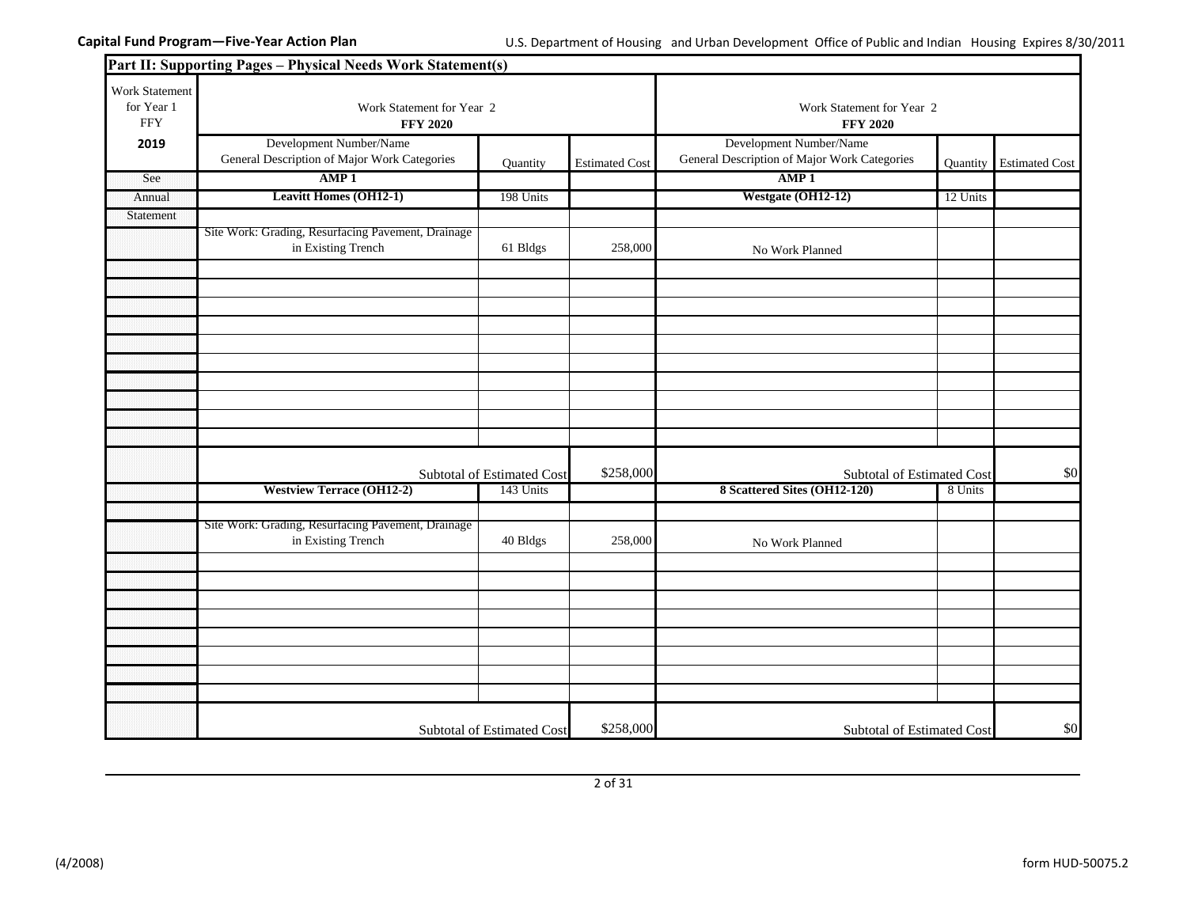**Capital Fund Program—Five-Year Action Plan**

U.S. Department of Housing and Urban Development Office of Public and Indian Housing Expires 8/30/2011

## Part II: Supporting Pages – Physical Needs Work Statement(s)

| Work Statement for Year 1 FFY **2019** | Work Statement for Year 2 **FFY 2020** | | | Work Statement for Year 2 **FFY 2020** | | |
|---|---|---|---|---|---|---|
| | Development Number/Name General Description of Major Work Categories | Quantity | Estimated Cost | Development Number/Name General Description of Major Work Categories | Quantity | Estimated Cost |
| See | **AMP 1** | | | **AMP 1** | | |
| Annual | **Leavitt Homes (OH12-1)** | 198 Units | | **Westgate (OH12-12)** | 12 Units | |
| Statement | | | | | | |
| | Site Work: Grading, Resurfacing Pavement, Drainage in Existing Trench | 61 Bldgs | 258,000 | No Work Planned | | |
| | Subtotal of Estimated Cost | | $258,000 | Subtotal of Estimated Cost | | $0 |
| | **Westview Terrace (OH12-2)** | 143 Units | | **8 Scattered Sites (OH12-120)** | 8 Units | |
| | Site Work: Grading, Resurfacing Pavement, Drainage in Existing Trench | 40 Bldgs | 258,000 | No Work Planned | | |
| | Subtotal of Estimated Cost | | $258,000 | Subtotal of Estimated Cost | | $0 |

(4/2008) form HUD-50075.2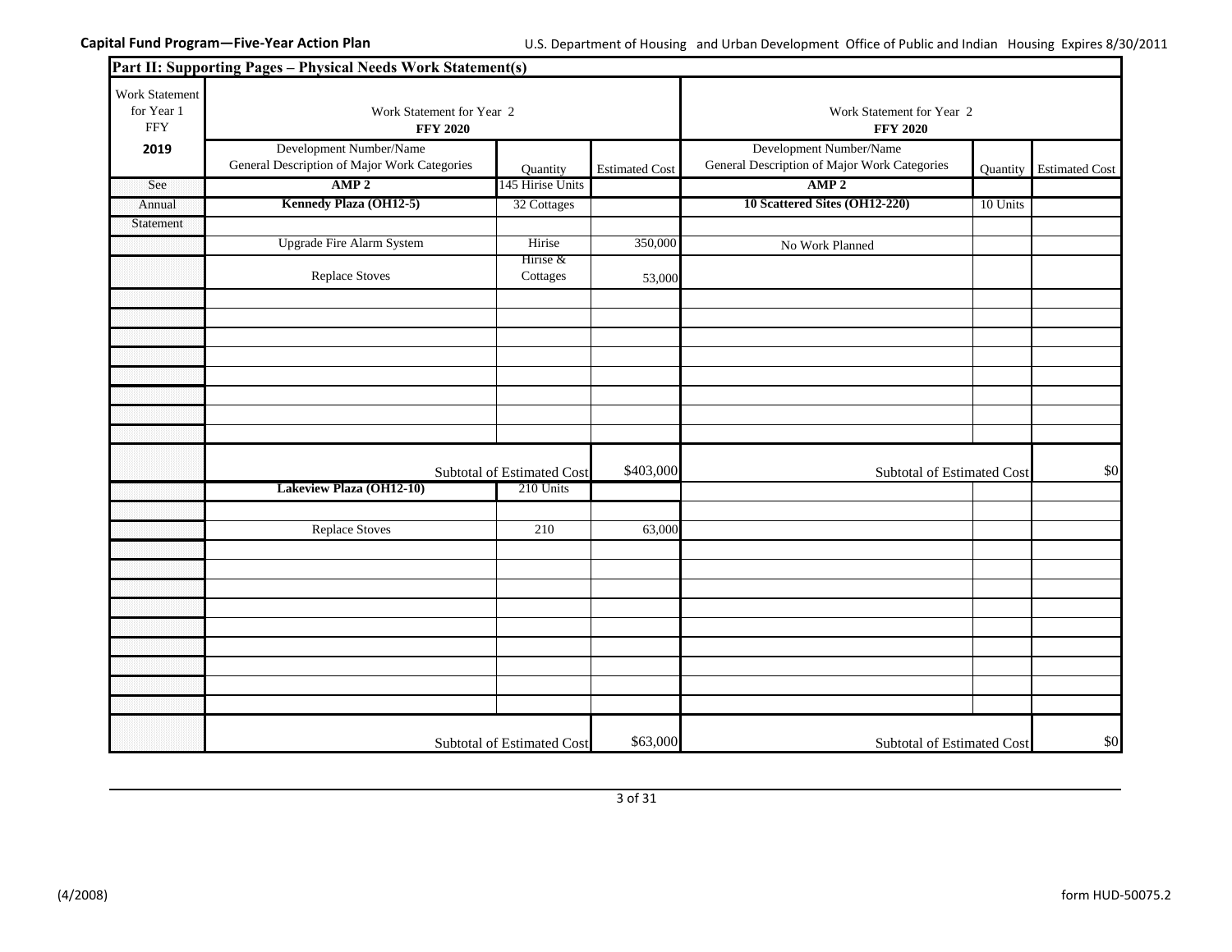**Capital Fund Program—Five-Year Action Plan**

U.S. Department of Housing and Urban Development Office of Public and Indian Housing Expires 8/30/2011

## Part II: Supporting Pages – Physical Needs Work Statement(s)

| Work Statement for Year 1 FFY 2019 | Work Statement for Year 2 FFY 2020 | | | Work Statement for Year 2 FFY 2020 | | |
|---|---|---|---|---|---|---|
| | Development Number/Name General Description of Major Work Categories | Quantity | Estimated Cost | Development Number/Name General Description of Major Work Categories | Quantity | Estimated Cost |
| See | **AMP 2** | 145 Hirise Units | | **AMP 2** | | |
| Annual | **Kennedy Plaza (OH12-5)** | 32 Cottages | | **10 Scattered Sites (OH12-220)** | 10 Units | |
| Statement | | | | | | |
| | Upgrade Fire Alarm System | Hirise | 350,000 | No Work Planned | | |
| | Replace Stoves | Hirise & Cottages | 53,000 | | | |
| | Subtotal of Estimated Cost | | $403,000 | Subtotal of Estimated Cost | | $0 |
| | **Lakeview Plaza (OH12-10)** | 210 Units | | | | |
| | Replace Stoves | 210 | 63,000 | | | |
| | Subtotal of Estimated Cost | | $63,000 | Subtotal of Estimated Cost | | $0 |

(4/2008) form HUD-50075.2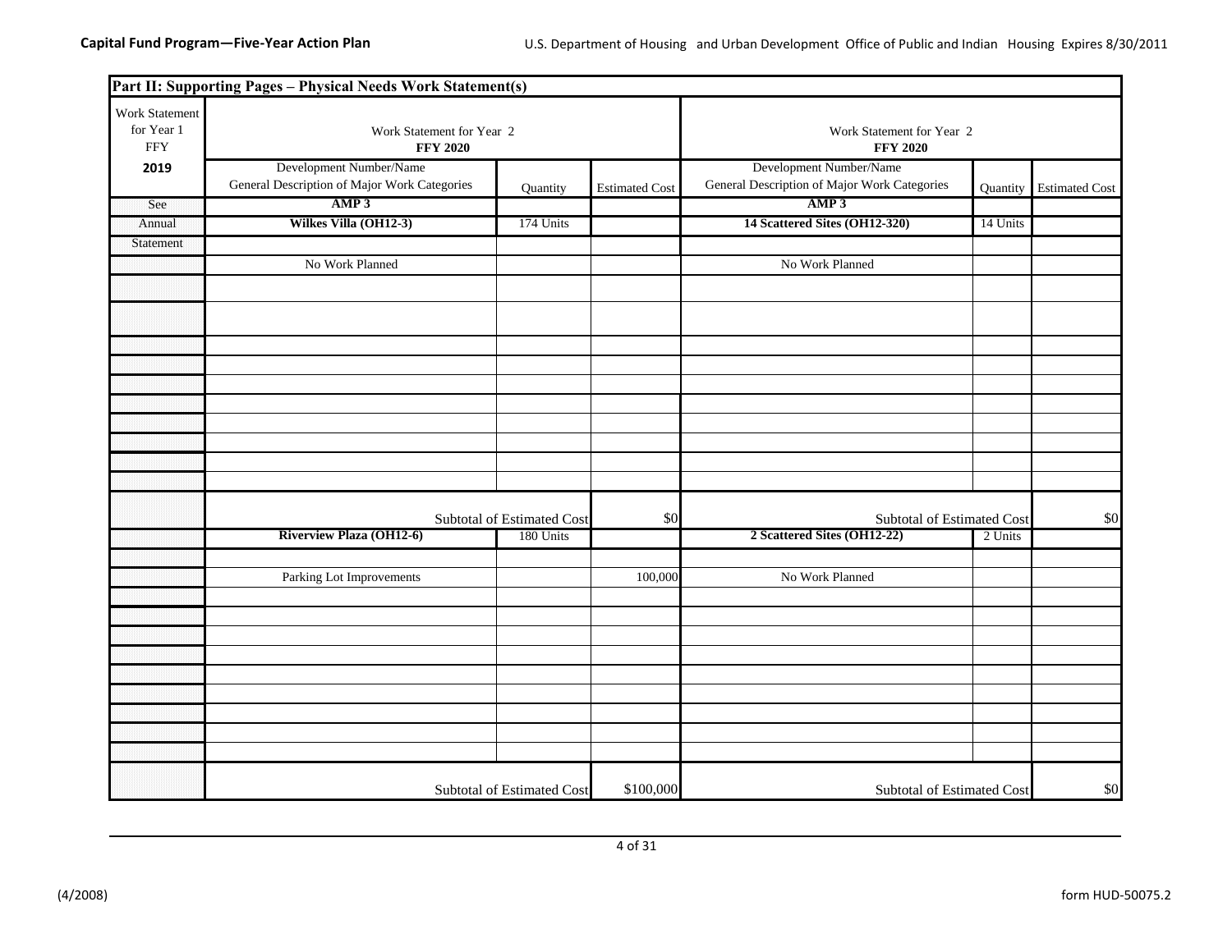## Part II: Supporting Pages – Physical Needs Work Statement(s)

| Work Statement for Year 1 FFY **2019** | Work Statement for Year 2 **FFY 2020** | | | Work Statement for Year 2 **FFY 2020** | | |
|---|---|---|---|---|---|---|
| | Development Number/Name General Description of Major Work Categories | Quantity | Estimated Cost | Development Number/Name General Description of Major Work Categories | Quantity | Estimated Cost |
| See | **AMP 3** | | | **AMP 3** | | |
| Annual | **Wilkes Villa (OH12-3)** | 174 Units | | **14 Scattered Sites (OH12-320)** | 14 Units | |
| Statement | | | | | | |
| | No Work Planned | | | No Work Planned | | |
| | Subtotal of Estimated Cost | | $0 | Subtotal of Estimated Cost | | $0 |
| | **Riverview Plaza (OH12-6)** | 180 Units | | **2 Scattered Sites (OH12-22)** | 2 Units | |
| | | | | | | |
| | Parking Lot Improvements | | 100,000 | No Work Planned | | |
| | Subtotal of Estimated Cost | | $100,000 | Subtotal of Estimated Cost | | $0 |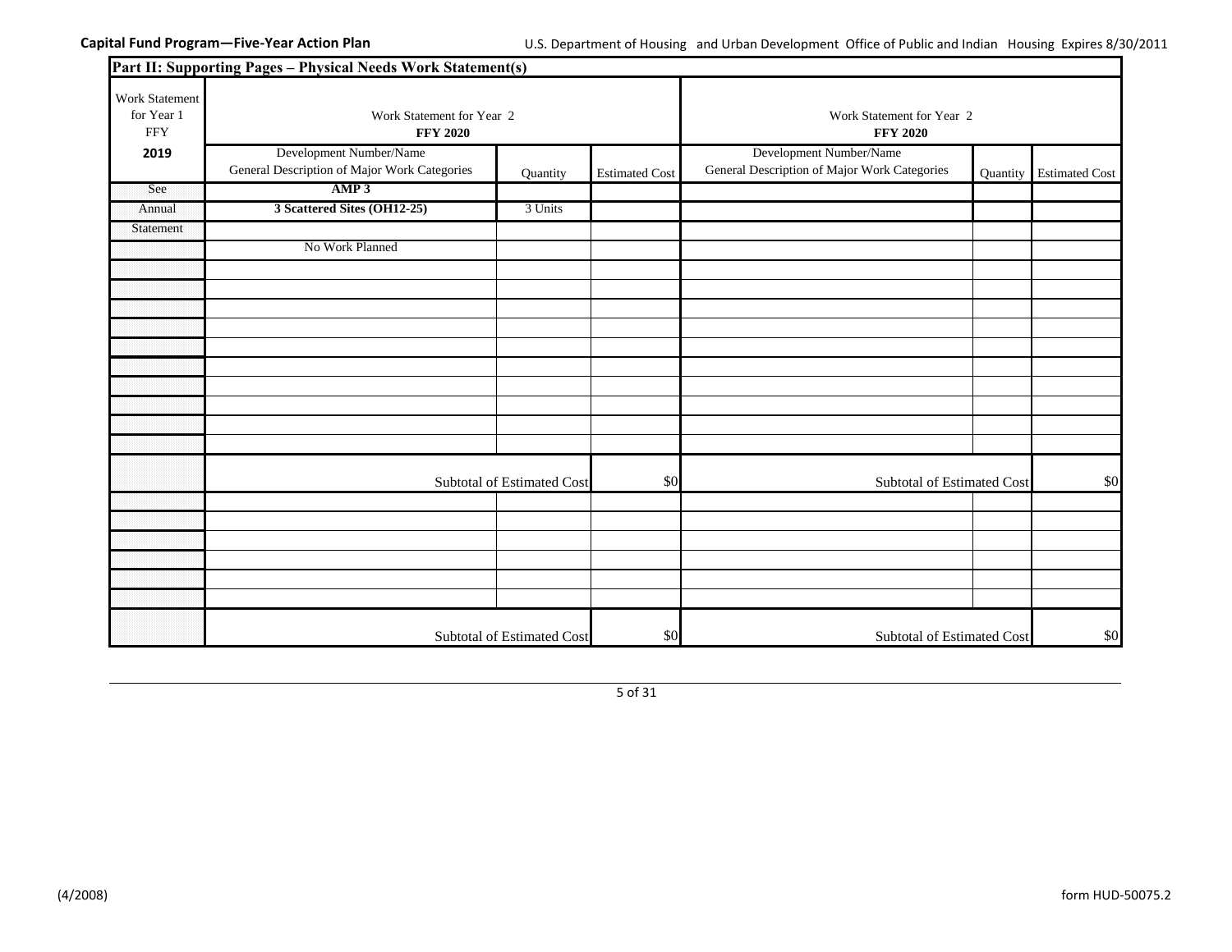**Capital Fund Program—Five-Year Action Plan**

U.S. Department of Housing and Urban Development Office of Public and Indian Housing Expires 8/30/2011

## Part II: Supporting Pages – Physical Needs Work Statement(s)

| Work Statement for Year 1 FFY **2019** | Work Statement for Year 2 **FFY 2020** | | | Work Statement for Year 2 **FFY 2020** | | |
|---|---|---|---|---|---|---|
| | Development Number/Name General Description of Major Work Categories | Quantity | Estimated Cost | Development Number/Name General Description of Major Work Categories | Quantity | Estimated Cost |
| See | **AMP 3** | | | | | |
| Annual | **3 Scattered Sites (OH12-25)** | 3 Units | | | | |
| Statement | | | | | | |
| | No Work Planned | | | | | |
| | | | | | | |
| | | | | | | |
| | | | | | | |
| | | | | | | |
| | | | | | | |
| | | | | | | |
| | | | | | | |
| | | | | | | |
| | | | | | | |
| | | | | | | |
| | Subtotal of Estimated Cost | | $0 | Subtotal of Estimated Cost | | $0 |
| | | | | | | |
| | | | | | | |
| | | | | | | |
| | | | | | | |
| | | | | | | |
| | | | | | | |
| | Subtotal of Estimated Cost | | $0 | Subtotal of Estimated Cost | | $0 |

(4/2008) form HUD-50075.2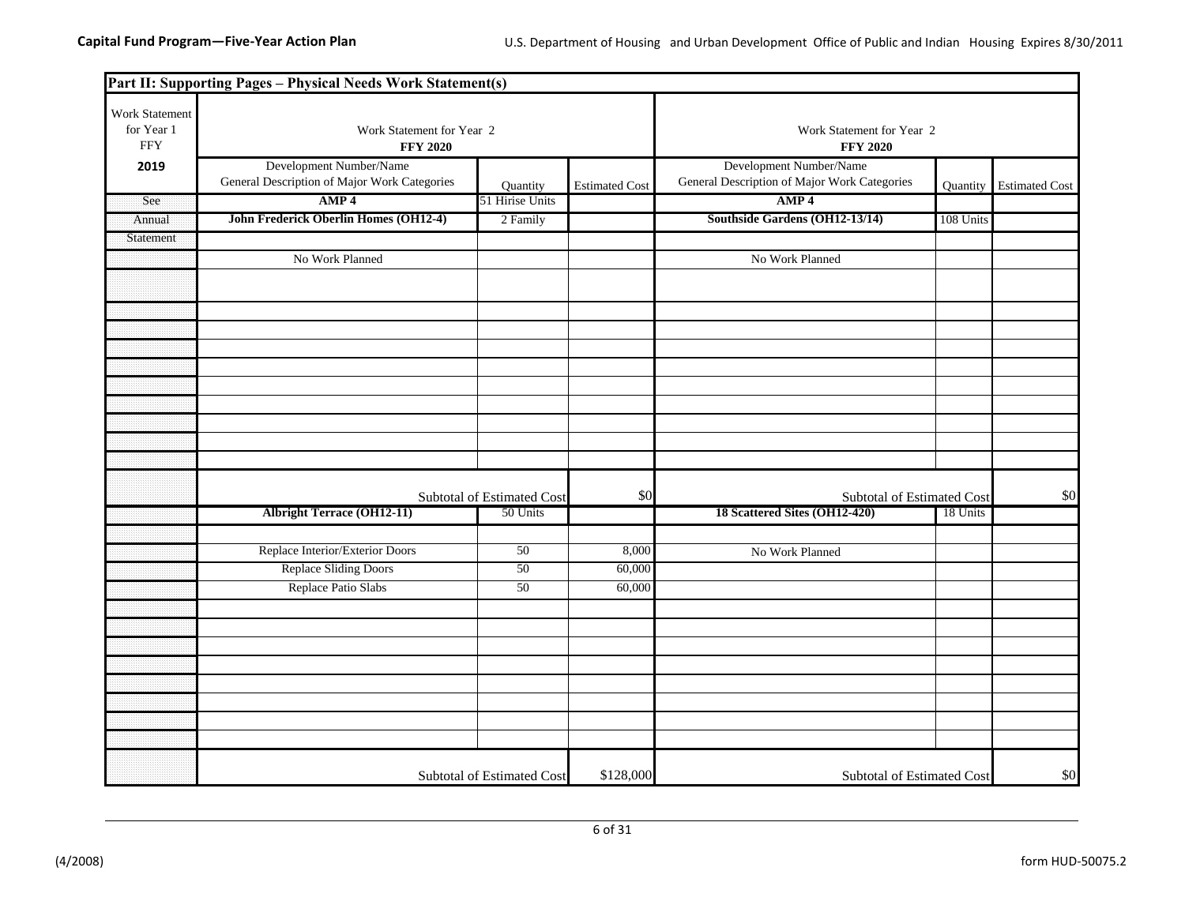## Part II: Supporting Pages – Physical Needs Work Statement(s)

| Work Statement for Year 1 FFY 2019 | Work Statement for Year 2 FFY 2020 Development Number/Name General Description of Major Work Categories | Quantity | Estimated Cost | Work Statement for Year 2 FFY 2020 Development Number/Name General Description of Major Work Categories | Quantity | Estimated Cost |
|---|---|---|---|---|---|---|
| See | **AMP 4** | 51 Hirise Units | | **AMP 4** | | |
| Annual | **John Frederick Oberlin Homes (OH12-4)** | 2 Family | | **Southside Gardens (OH12-13/14)** | 108 Units | |
| Statement | | | | | | |
| | No Work Planned | | | No Work Planned | | |
| | | Subtotal of Estimated Cost | $0 | Subtotal of Estimated Cost | | $0 |
| | **Albright Terrace (OH12-11)** | 50 Units | | **18 Scattered Sites (OH12-420)** | 18 Units | |
| | Replace Interior/Exterior Doors | 50 | 8,000 | No Work Planned | | |
| | Replace Sliding Doors | 50 | 60,000 | | | |
| | Replace Patio Slabs | 50 | 60,000 | | | |
| | | Subtotal of Estimated Cost | $128,000 | Subtotal of Estimated Cost | | $0 |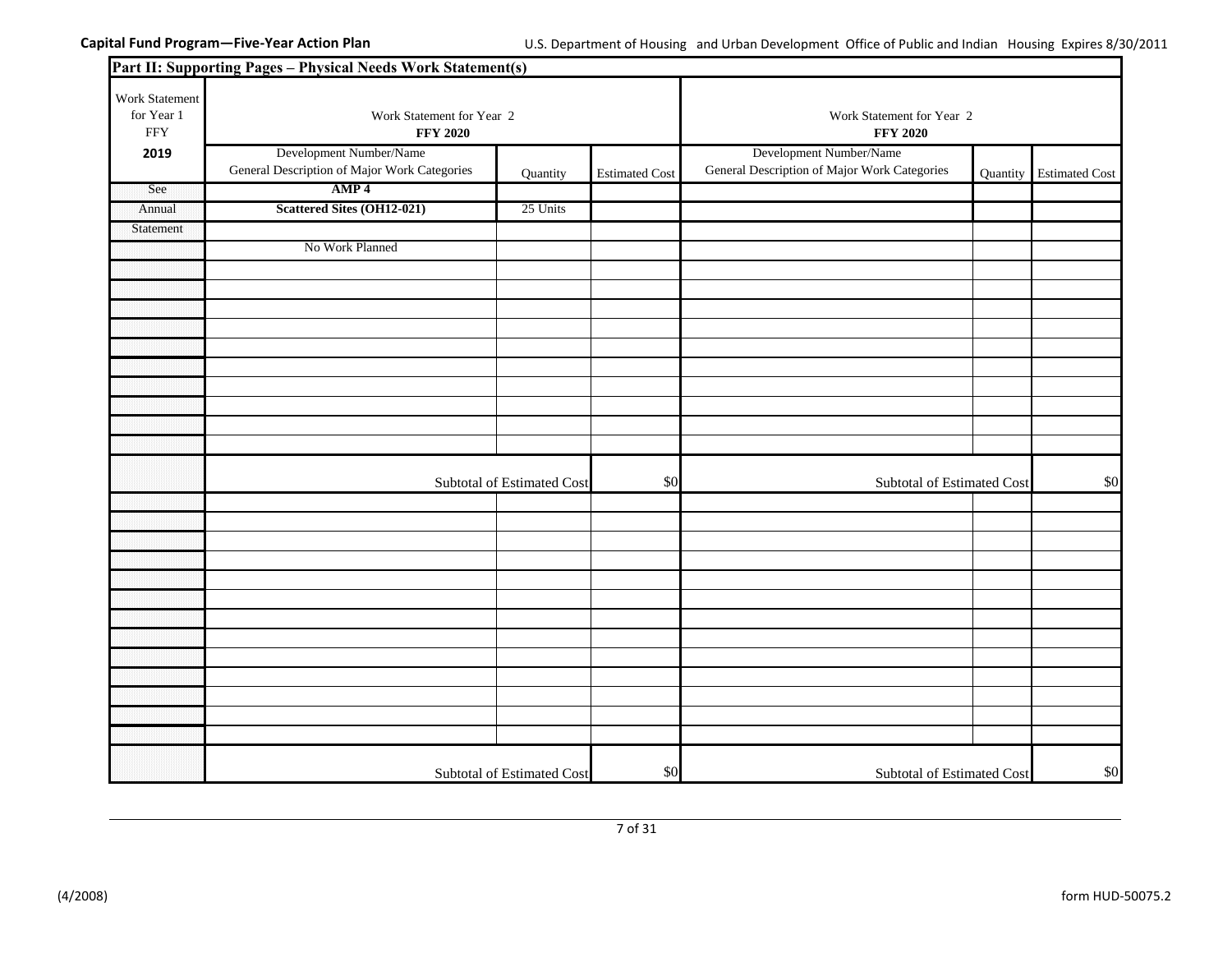Capital Fund Program—Five-Year Action Plan

U.S. Department of Housing and Urban Development Office of Public and Indian Housing Expires 8/30/2011

**Part II: Supporting Pages – Physical Needs Work Statement(s)**

| Work Statement for Year 1 FFY **2019** | Work Statement for Year 2 **FFY 2020** | | | Work Statement for Year 2 **FFY 2020** | | |
|---|---|---|---|---|---|---|
| | Development Number/Name General Description of Major Work Categories | Quantity | Estimated Cost | Development Number/Name General Description of Major Work Categories | Quantity | Estimated Cost |
| See | **AMP 4** | | | | | |
| Annual | **Scattered Sites (OH12-021)** | 25 Units | | | | |
| Statement | | | | | | |
| | No Work Planned | | | | | |
| | | Subtotal of Estimated Cost | $0 | | Subtotal of Estimated Cost | $0 |
| | | Subtotal of Estimated Cost | $0 | | Subtotal of Estimated Cost | $0 |

(4/2008) form HUD-50075.2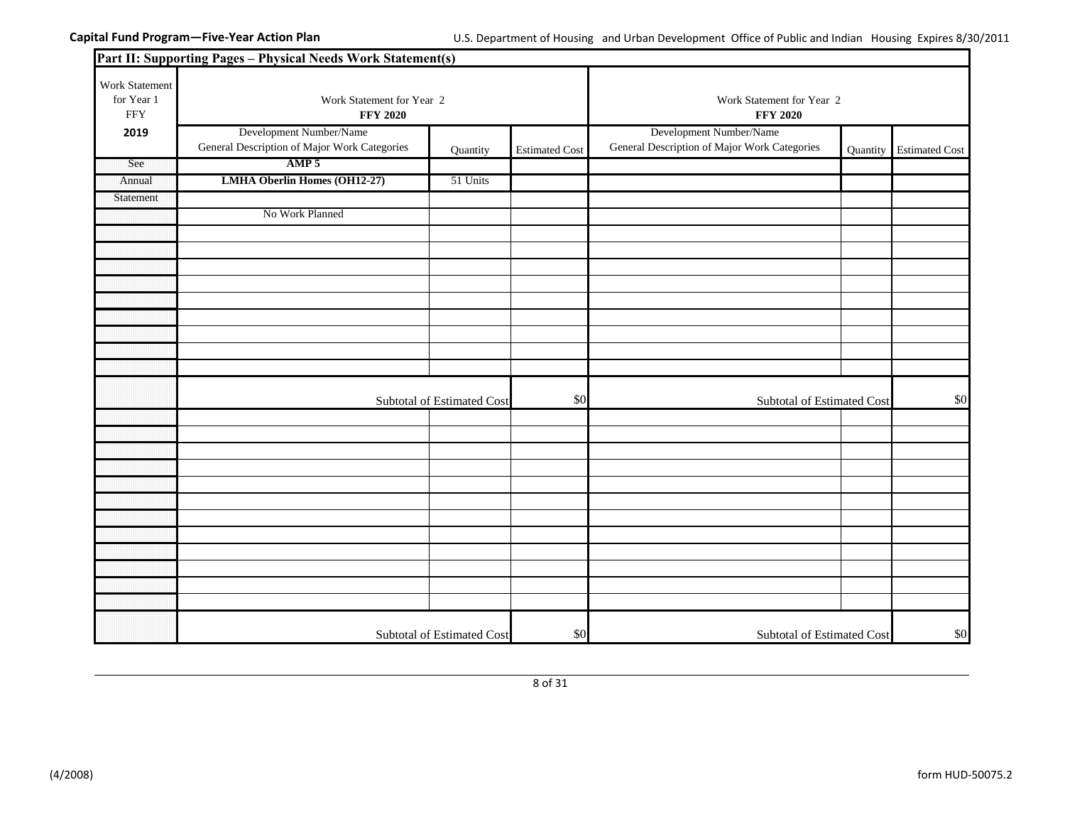**Capital Fund Program—Five-Year Action Plan**

U.S. Department of Housing and Urban Development Office of Public and Indian Housing Expires 8/30/2011

## Part II: Supporting Pages – Physical Needs Work Statement(s)

| Work Statement for Year 1 FFY **2019** | Work Statement for Year 2 **FFY 2020** | | | Work Statement for Year 2 **FFY 2020** | | |
|---|---|---|---|---|---|---|
| | Development Number/Name General Description of Major Work Categories | Quantity | Estimated Cost | Development Number/Name General Description of Major Work Categories | Quantity | Estimated Cost |
| See | **AMP 5** | | | | | |
| Annual | **LMHA Oberlin Homes (OH12-27)** | 51 Units | | | | |
| Statement | | | | | | |
| | No Work Planned | | | | | |
| | | | | | | |
| | | | | | | |
| | | | | | | |
| | | | | | | |
| | | | | | | |
| | | | | | | |
| | | | | | | |
| | | | | | | |
| | | | | | | |
| | Subtotal of Estimated Cost | | $0 | Subtotal of Estimated Cost | | $0 |
| | | | | | | |
| | | | | | | |
| | | | | | | |
| | | | | | | |
| | | | | | | |
| | | | | | | |
| | | | | | | |
| | | | | | | |
| | | | | | | |
| | | | | | | |
| | | | | | | |
| | | | | | | |
| | Subtotal of Estimated Cost | | $0 | Subtotal of Estimated Cost | | $0 |

(4/2008) form HUD-50075.2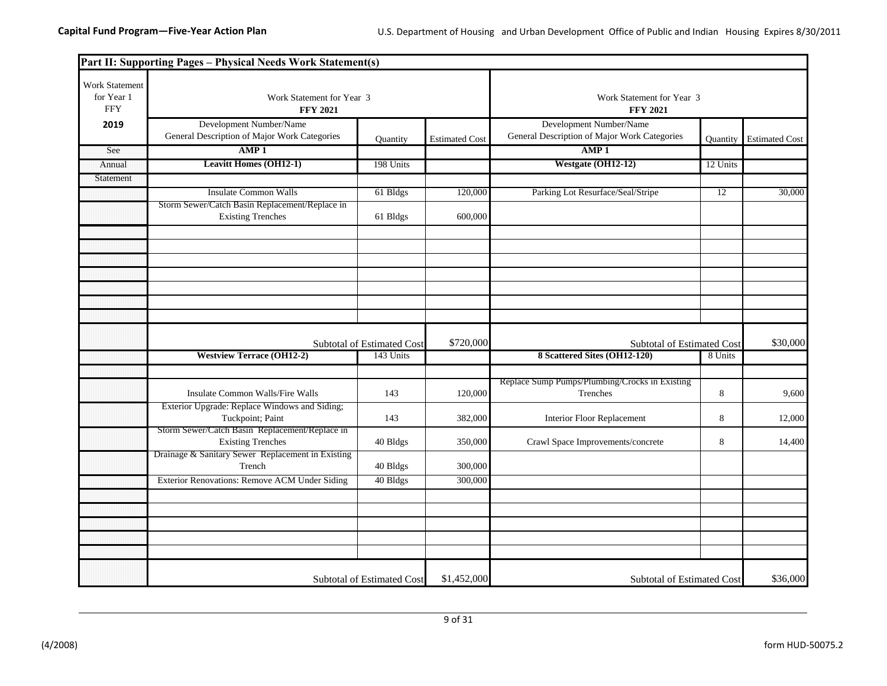## Part II: Supporting Pages – Physical Needs Work Statement(s)

| Work Statement for Year 1 FFY 2019 | Work Statement for Year 3 FFY 2021 Development Number/Name General Description of Major Work Categories | Quantity | Estimated Cost | Work Statement for Year 3 FFY 2021 Development Number/Name General Description of Major Work Categories | Quantity | Estimated Cost |
|---|---|---|---|---|---|---|
| See | **AMP 1** | | | **AMP 1** | | |
| Annual | **Leavitt Homes (OH12-1)** | 198 Units | | **Westgate (OH12-12)** | 12 Units | |
| Statement | | | | | | |
| | Insulate Common Walls | 61 Bldgs | 120,000 | Parking Lot Resurface/Seal/Stripe | 12 | 30,000 |
| | Storm Sewer/Catch Basin Replacement/Replace in Existing Trenches | 61 Bldgs | 600,000 | | | |
| | Subtotal of Estimated Cost | | $720,000 | Subtotal of Estimated Cost | | $30,000 |
| | **Westview Terrace (OH12-2)** | 143 Units | | **8 Scattered Sites (OH12-120)** | 8 Units | |
| | Insulate Common Walls/Fire Walls | 143 | 120,000 | Replace Sump Pumps/Plumbing/Crocks in Existing Trenches | 8 | 9,600 |
| | Exterior Upgrade: Replace Windows and Siding; Tuckpoint; Paint | 143 | 382,000 | Interior Floor Replacement | 8 | 12,000 |
| | Storm Sewer/Catch Basin Replacement/Replace in Existing Trenches | 40 Bldgs | 350,000 | Crawl Space Improvements/concrete | 8 | 14,400 |
| | Drainage & Sanitary Sewer Replacement in Existing Trench | 40 Bldgs | 300,000 | | | |
| | Exterior Renovations: Remove ACM Under Siding | 40 Bldgs | 300,000 | | | |
| | Subtotal of Estimated Cost | | $1,452,000 | Subtotal of Estimated Cost | | $36,000 |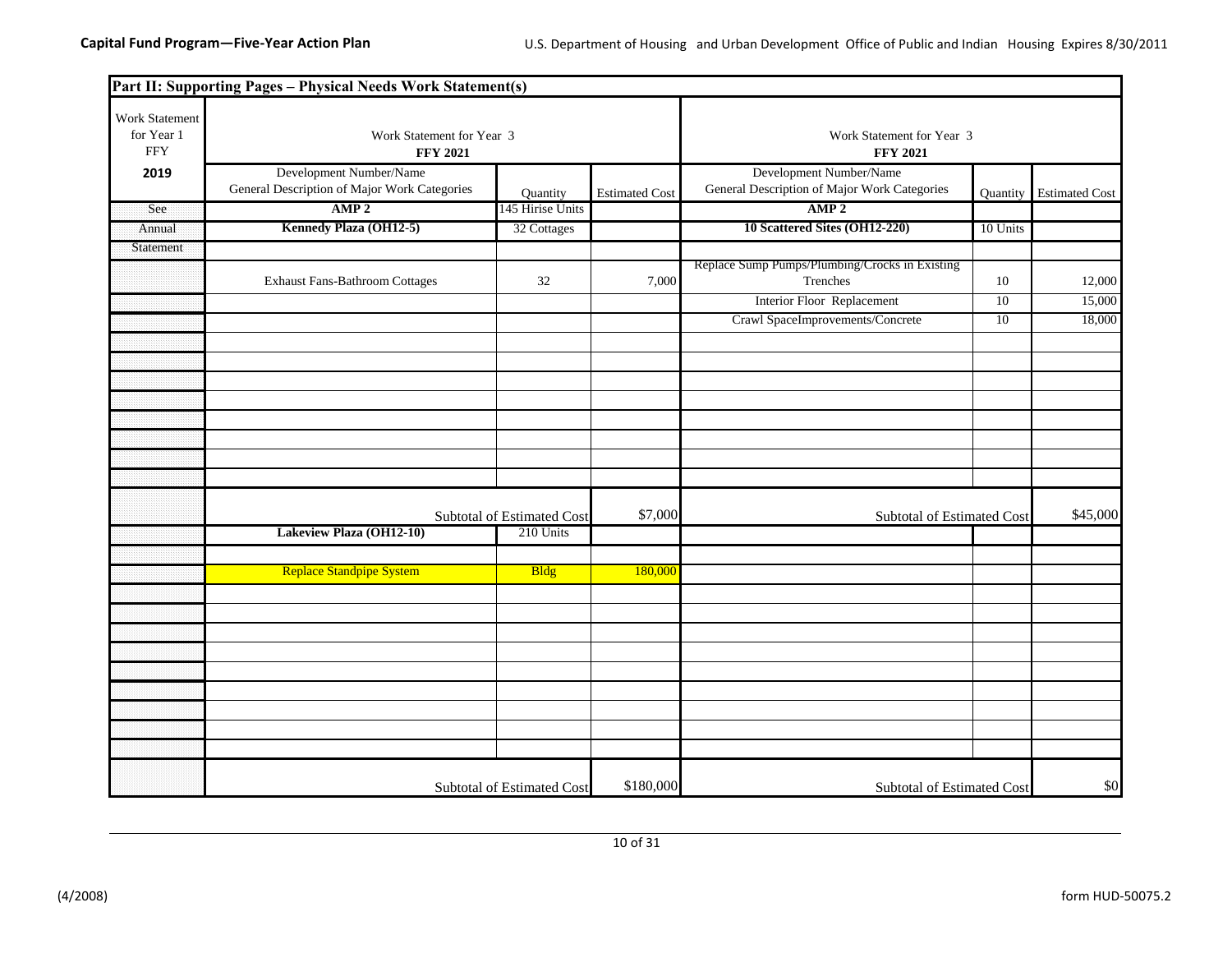**Capital Fund Program—Five-Year Action Plan**

U.S. Department of Housing and Urban Development Office of Public and Indian Housing Expires 8/30/2011

**Part II: Supporting Pages – Physical Needs Work Statement(s)**

| Work Statement for Year 1 FFY **2019** | Work Statement for Year 3 **FFY 2021** | | | Work Statement for Year 3 **FFY 2021** | | |
|---|---|---|---|---|---|---|
| | Development Number/Name General Description of Major Work Categories | Quantity | Estimated Cost | Development Number/Name General Description of Major Work Categories | Quantity | Estimated Cost |
| See | **AMP 2** | 145 Hirise Units | | **AMP 2** | | |
| Annual | **Kennedy Plaza (OH12-5)** | 32 Cottages | | **10 Scattered Sites (OH12-220)** | 10 Units | |
| Statement | | | | | | |
| | Exhaust Fans-Bathroom Cottages | 32 | 7,000 | Replace Sump Pumps/Plumbing/Crocks in Existing Trenches | 10 | 12,000 |
| | | | | Interior Floor Replacement | 10 | 15,000 |
| | | | | Crawl SpaceImprovements/Concrete | 10 | 18,000 |
| | Subtotal of Estimated Cost | | $7,000 | Subtotal of Estimated Cost | | $45,000 |
| | **Lakeview Plaza (OH12-10)** | 210 Units | | | | |
| | Replace Standpipe System | Bldg | 180,000 | | | |
| | Subtotal of Estimated Cost | | $180,000 | Subtotal of Estimated Cost | | $0 |

(4/2008) form HUD-50075.2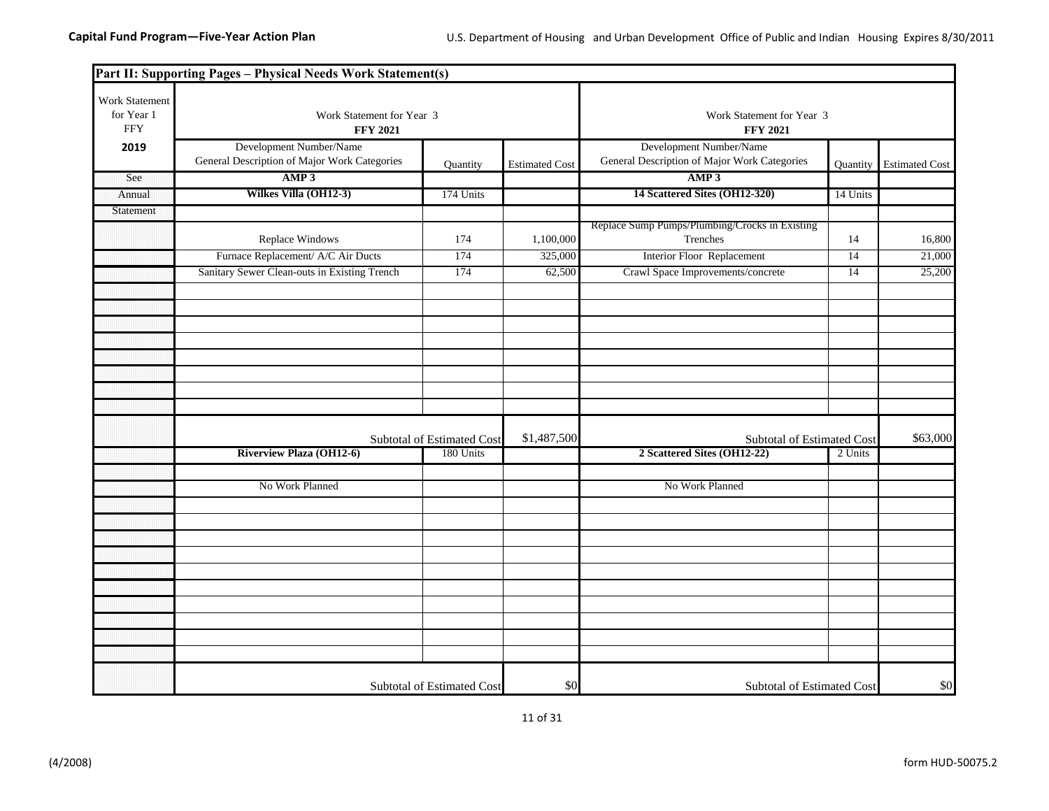## Part II: Supporting Pages – Physical Needs Work Statement(s)

| Work Statement for Year 1 FFY **2019** | Work Statement for Year 3 **FFY 2021** Development Number/Name General Description of Major Work Categories | Quantity | Estimated Cost | Work Statement for Year 3 **FFY 2021** Development Number/Name General Description of Major Work Categories | Quantity | Estimated Cost |
|---|---|---|---|---|---|---|
| See | **AMP 3** | | | **AMP 3** | | |
| Annual | **Wilkes Villa (OH12-3)** | 174 Units | | **14 Scattered Sites (OH12-320)** | 14 Units | |
| Statement | | | | | | |
| | Replace Windows | 174 | 1,100,000 | Replace Sump Pumps/Plumbing/Crocks in Existing Trenches | 14 | 16,800 |
| | Furnace Replacement/ A/C Air Ducts | 174 | 325,000 | Interior Floor Replacement | 14 | 21,000 |
| | Sanitary Sewer Clean-outs in Existing Trench | 174 | 62,500 | Crawl Space Improvements/concrete | 14 | 25,200 |
| | | Subtotal of Estimated Cost | $1,487,500 | Subtotal of Estimated Cost | | $63,000 |
| | **Riverview Plaza (OH12-6)** | 180 Units | | **2 Scattered Sites (OH12-22)** | 2 Units | |
| | No Work Planned | | | No Work Planned | | |
| | | Subtotal of Estimated Cost | $0 | Subtotal of Estimated Cost | | $0 |

(4/2008) form HUD-50075.2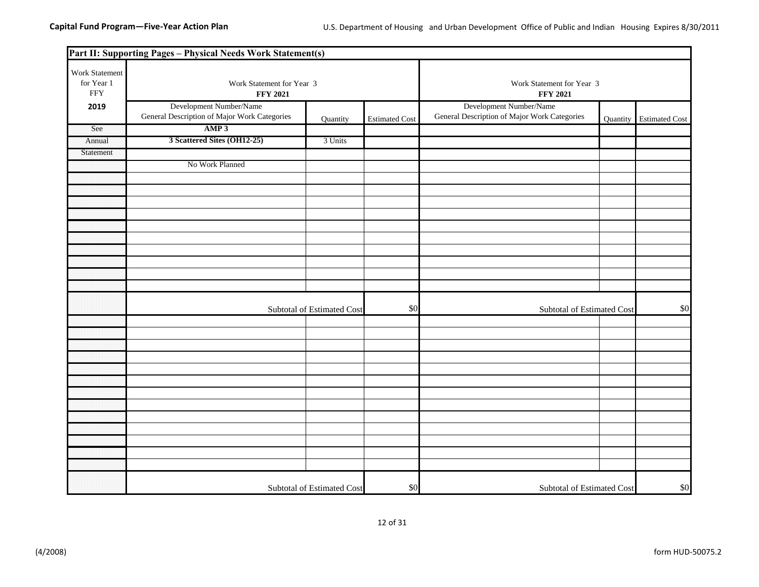**Capital Fund Program—Five-Year Action Plan**

U.S. Department of Housing and Urban Development Office of Public and Indian Housing Expires 8/30/2011

## Part II: Supporting Pages – Physical Needs Work Statement(s)

| Work Statement for Year 1 FFY 2019 | Work Statement for Year 3 FFY 2021 | | | Work Statement for Year 3 FFY 2021 | | |
|---|---|---|---|---|---|---|
| | Development Number/Name General Description of Major Work Categories | Quantity | Estimated Cost | Development Number/Name General Description of Major Work Categories | Quantity | Estimated Cost |
| See | **AMP 3** | | | | | |
| Annual | **3 Scattered Sites (OH12-25)** | 3 Units | | | | |
| Statement | | | | | | |
| | No Work Planned | | | | | |
| | | | | | | |
| | | | | | | |
| | | | | | | |
| | | | | | | |
| | | | | | | |
| | | | | | | |
| | | | | | | |
| | | | | | | |
| | | | | | | |
| | | | | | | |
| | Subtotal of Estimated Cost | | $0 | Subtotal of Estimated Cost | | $0 |
| | | | | | | |
| | | | | | | |
| | | | | | | |
| | | | | | | |
| | | | | | | |
| | | | | | | |
| | | | | | | |
| | | | | | | |
| | | | | | | |
| | | | | | | |
| | | | | | | |
| | | | | | | |
| | | | | | | |
| | Subtotal of Estimated Cost | | $0 | Subtotal of Estimated Cost | | $0 |

(4/2008) form HUD-50075.2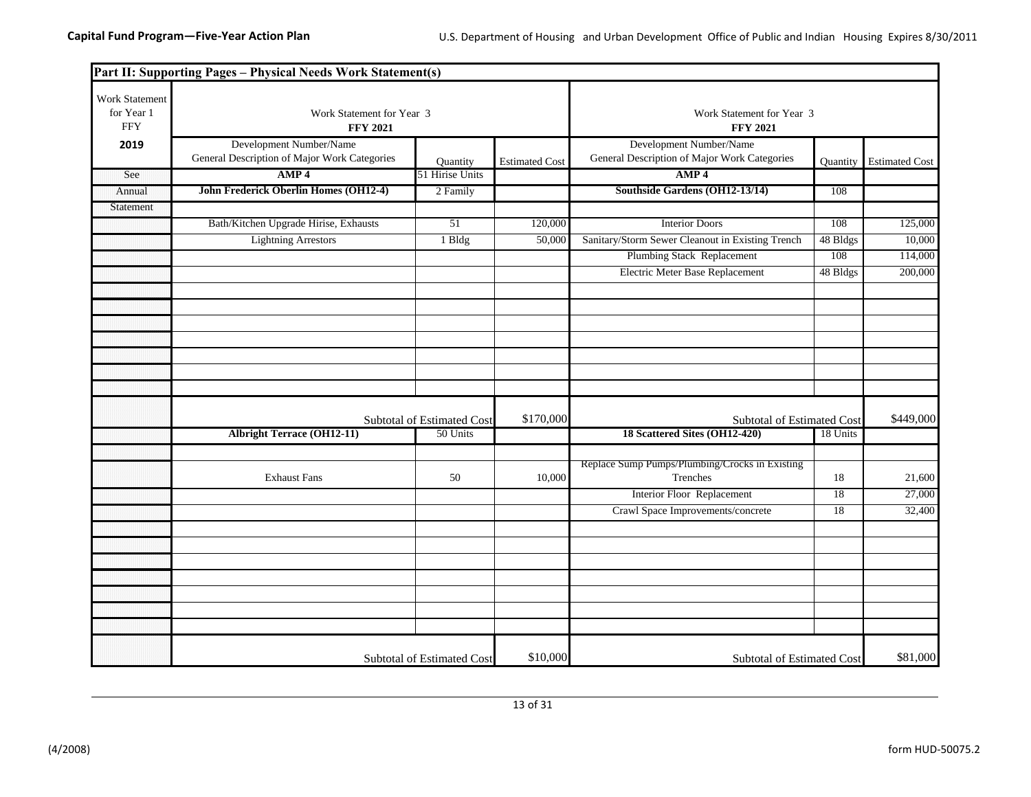**Capital Fund Program—Five-Year Action Plan**

U.S. Department of Housing and Urban Development Office of Public and Indian Housing Expires 8/30/2011

## Part II: Supporting Pages – Physical Needs Work Statement(s)

| Work Statement for Year 1 FFY **2019** | Work Statement for Year 3 **FFY 2021** | | | Work Statement for Year 3 **FFY 2021** | | |
|---|---|---|---|---|---|---|
| | Development Number/Name General Description of Major Work Categories | Quantity | Estimated Cost | Development Number/Name General Description of Major Work Categories | Quantity | Estimated Cost |
| See | **AMP 4** | 51 Hirise Units | | **AMP 4** | | |
| Annual | **John Frederick Oberlin Homes (OH12-4)** | 2 Family | | **Southside Gardens (OH12-13/14)** | 108 | |
| Statement | | | | | | |
| | Bath/Kitchen Upgrade Hirise, Exhausts | 51 | 120,000 | Interior Doors | 108 | 125,000 |
| | Lightning Arrestors | 1 Bldg | 50,000 | Sanitary/Storm Sewer Cleanout in Existing Trench | 48 Bldgs | 10,000 |
| | | | | Plumbing Stack Replacement | 108 | 114,000 |
| | | | | Electric Meter Base Replacement | 48 Bldgs | 200,000 |
| | | Subtotal of Estimated Cost | $170,000 | Subtotal of Estimated Cost | | $449,000 |
| | **Albright Terrace (OH12-11)** | 50 Units | | **18 Scattered Sites (OH12-420)** | 18 Units | |
| | | | | | | |
| | Exhaust Fans | 50 | 10,000 | Replace Sump Pumps/Plumbing/Crocks in Existing Trenches | 18 | 21,600 |
| | | | | Interior Floor Replacement | 18 | 27,000 |
| | | | | Crawl Space Improvements/concrete | 18 | 32,400 |
| | | Subtotal of Estimated Cost | $10,000 | Subtotal of Estimated Cost | | $81,000 |

(4/2008) form HUD-50075.2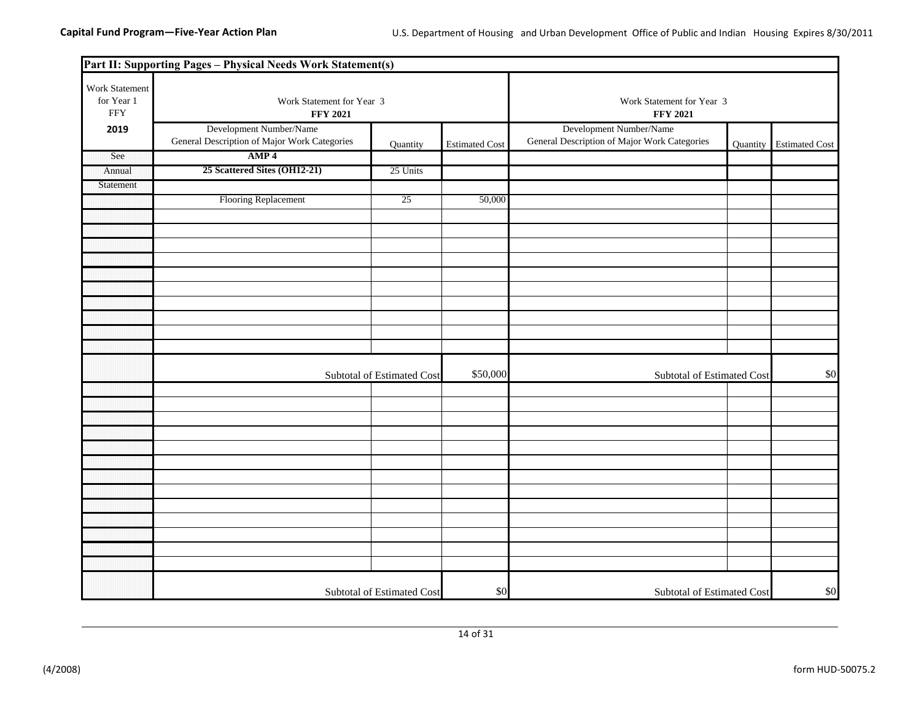**Capital Fund Program—Five-Year Action Plan**

U.S. Department of Housing and Urban Development Office of Public and Indian Housing Expires 8/30/2011

**Part II: Supporting Pages – Physical Needs Work Statement(s)**

| Work Statement for Year 1 FFY **2019** | Work Statement for Year 3 **FFY 2021** | | | Work Statement for Year 3 **FFY 2021** | | |
|---|---|---|---|---|---|---|
| | Development Number/Name General Description of Major Work Categories | Quantity | Estimated Cost | Development Number/Name General Description of Major Work Categories | Quantity | Estimated Cost |
| See | **AMP 4** | | | | | |
| Annual | **25 Scattered Sites (OH12-21)** | 25 Units | | | | |
| Statement | | | | | | |
| | Flooring Replacement | 25 | 50,000 | | | |
| | | | | | | |
| | | | | | | |
| | | | | | | |
| | | | | | | |
| | | | | | | |
| | | | | | | |
| | | | | | | |
| | | | | | | |
| | | | | | | |
| | | | | | | |
| | Subtotal of Estimated Cost | | $50,000 | Subtotal of Estimated Cost | | $0 |
| | | | | | | |
| | | | | | | |
| | | | | | | |
| | | | | | | |
| | | | | | | |
| | | | | | | |
| | | | | | | |
| | | | | | | |
| | | | | | | |
| | | | | | | |
| | | | | | | |
| | | | | | | |
| | | | | | | |
| | Subtotal of Estimated Cost | | $0 | Subtotal of Estimated Cost | | $0 |

(4/2008) form HUD-50075.2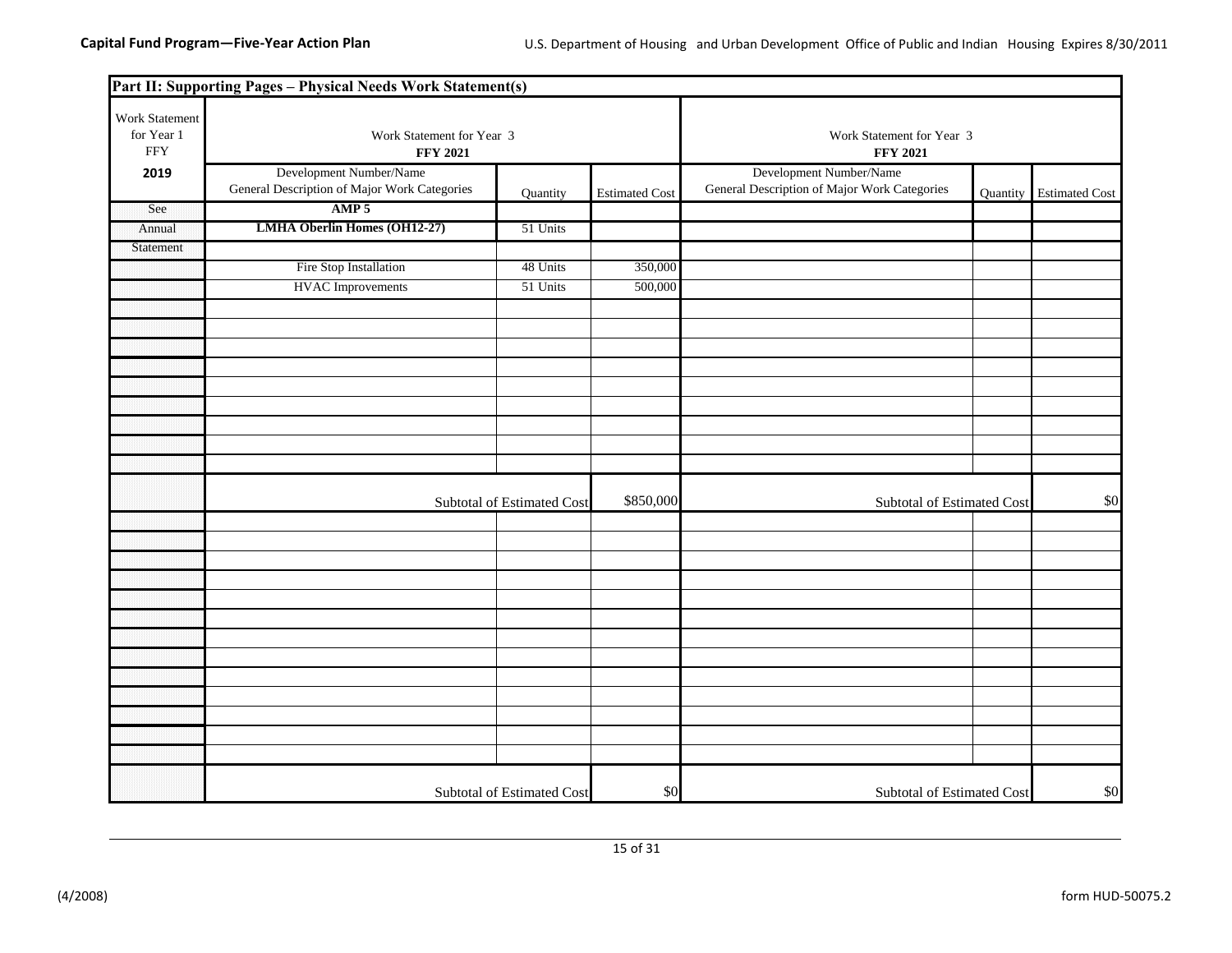## Part II: Supporting Pages – Physical Needs Work Statement(s)

| Work Statement for Year 1 FFY | Work Statement for Year 3 FFY 2021 | | | Work Statement for Year 3 FFY 2021 | | |
|---|---|---|---|---|---|---|
| **2019** | Development Number/Name General Description of Major Work Categories | Quantity | Estimated Cost | Development Number/Name General Description of Major Work Categories | Quantity | Estimated Cost |
| See | **AMP 5** | | | | | |
| Annual | **LMHA Oberlin Homes (OH12-27)** | 51 Units | | | | |
| Statement | | | | | | |
| | Fire Stop Installation | 48 Units | 350,000 | | | |
| | HVAC Improvements | 51 Units | 500,000 | | | |
| | | | | | | |
| | | | | | | |
| | | | | | | |
| | | | | | | |
| | | | | | | |
| | | | | | | |
| | | | | | | |
| | | | | | | |
| | | | | | | |
| | Subtotal of Estimated Cost | | $850,000 | Subtotal of Estimated Cost | | $0 |
| | | | | | | |
| | | | | | | |
| | | | | | | |
| | | | | | | |
| | | | | | | |
| | | | | | | |
| | | | | | | |
| | | | | | | |
| | | | | | | |
| | | | | | | |
| | | | | | | |
| | | | | | | |
| | | | | | | |
| | Subtotal of Estimated Cost | | $0 | Subtotal of Estimated Cost | | $0 |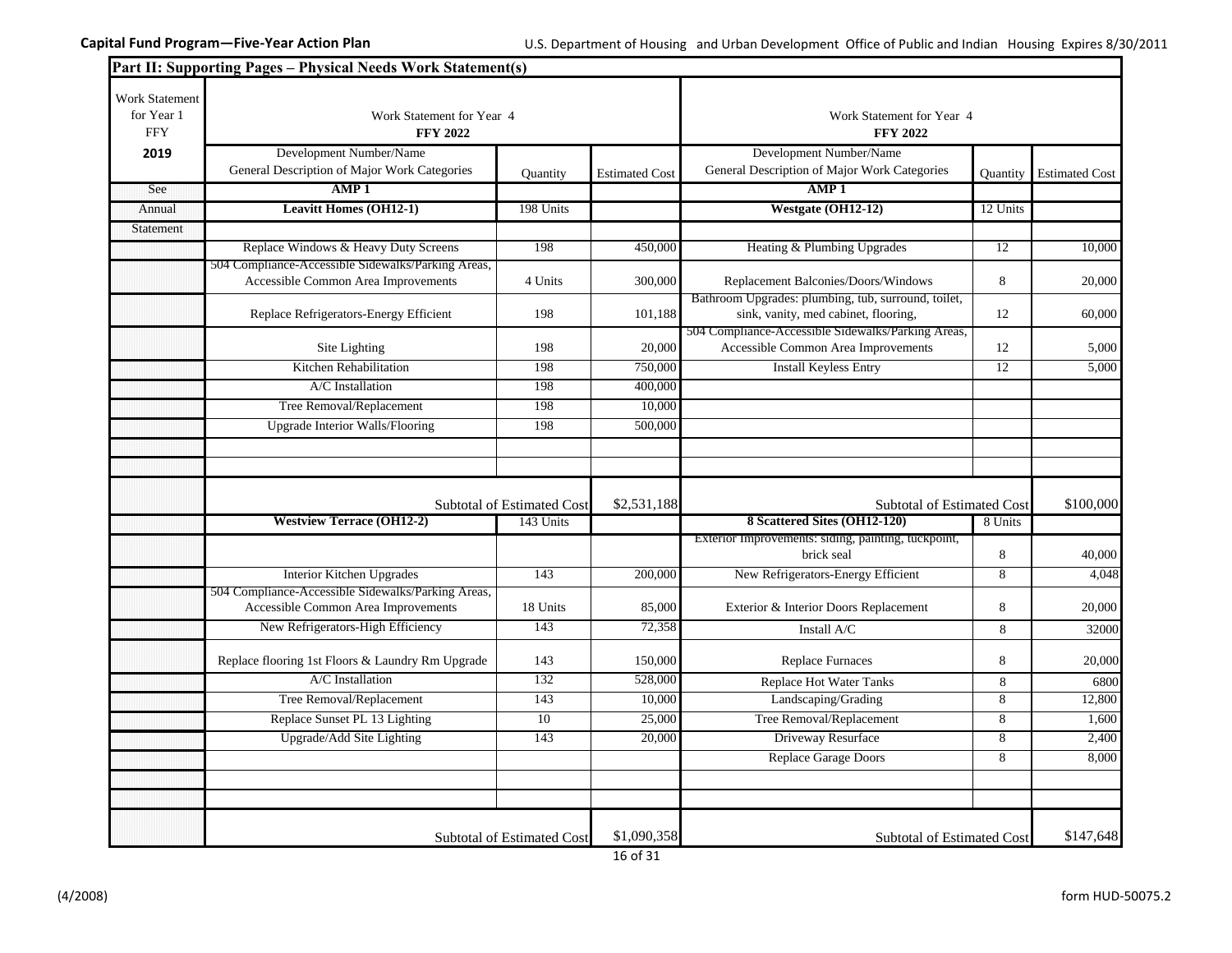**Capital Fund Program—Five-Year Action Plan**

U.S. Department of Housing and Urban Development Office of Public and Indian Housing Expires 8/30/2011

## Part II: Supporting Pages – Physical Needs Work Statement(s)

| Work Statement for Year 1 FFY 2019 | Work Statement for Year 4 FFY 2022 Development Number/Name General Description of Major Work Categories | Quantity | Estimated Cost | Work Statement for Year 4 FFY 2022 Development Number/Name General Description of Major Work Categories | Quantity | Estimated Cost |
|---|---|---|---|---|---|---|
| See | **AMP 1** | | | **AMP 1** | | |
| Annual | **Leavitt Homes (OH12-1)** | 198 Units | | **Westgate (OH12-12)** | 12 Units | |
| Statement | | | | | | |
| | Replace Windows & Heavy Duty Screens | 198 | 450,000 | Heating & Plumbing Upgrades | 12 | 10,000 |
| | 504 Compliance-Accessible Sidewalks/Parking Areas, Accessible Common Area Improvements | 4 Units | 300,000 | Replacement Balconies/Doors/Windows | 8 | 20,000 |
| | Replace Refrigerators-Energy Efficient | 198 | 101,188 | Bathroom Upgrades: plumbing, tub, surround, toilet, sink, vanity, med cabinet, flooring, | 12 | 60,000 |
| | Site Lighting | 198 | 20,000 | 504 Compliance-Accessible Sidewalks/Parking Areas, Accessible Common Area Improvements | 12 | 5,000 |
| | Kitchen Rehabilitation | 198 | 750,000 | Install Keyless Entry | 12 | 5,000 |
| | A/C Installation | 198 | 400,000 | | | |
| | Tree Removal/Replacement | 198 | 10,000 | | | |
| | Upgrade Interior Walls/Flooring | 198 | 500,000 | | | |
| | | | | | | |
| | | | | | | |
| | Subtotal of Estimated Cost | | $2,531,188 | Subtotal of Estimated Cost | | $100,000 |
| | **Westview Terrace (OH12-2)** | 143 Units | | **8 Scattered Sites (OH12-120)** | 8 Units | |
| | | | | Exterior Improvements: siding, painting, tuckpoint, brick seal | 8 | 40,000 |
| | Interior Kitchen Upgrades | 143 | 200,000 | New Refrigerators-Energy Efficient | 8 | 4,048 |
| | 504 Compliance-Accessible Sidewalks/Parking Areas, Accessible Common Area Improvements | 18 Units | 85,000 | Exterior & Interior Doors Replacement | 8 | 20,000 |
| | New Refrigerators-High Efficiency | 143 | 72,358 | Install A/C | 8 | 32000 |
| | Replace flooring 1st Floors & Laundry Rm Upgrade | 143 | 150,000 | Replace Furnaces | 8 | 20,000 |
| | A/C Installation | 132 | 528,000 | Replace Hot Water Tanks | 8 | 6800 |
| | Tree Removal/Replacement | 143 | 10,000 | Landscaping/Grading | 8 | 12,800 |
| | Replace Sunset PL 13 Lighting | 10 | 25,000 | Tree Removal/Replacement | 8 | 1,600 |
| | Upgrade/Add Site Lighting | 143 | 20,000 | Driveway Resurface | 8 | 2,400 |
| | | | | Replace Garage Doors | 8 | 8,000 |
| | | | | | | |
| | | | | | | |
| | Subtotal of Estimated Cost | | $1,090,358 | Subtotal of Estimated Cost | | $147,648 |

(4/2008) form HUD-50075.2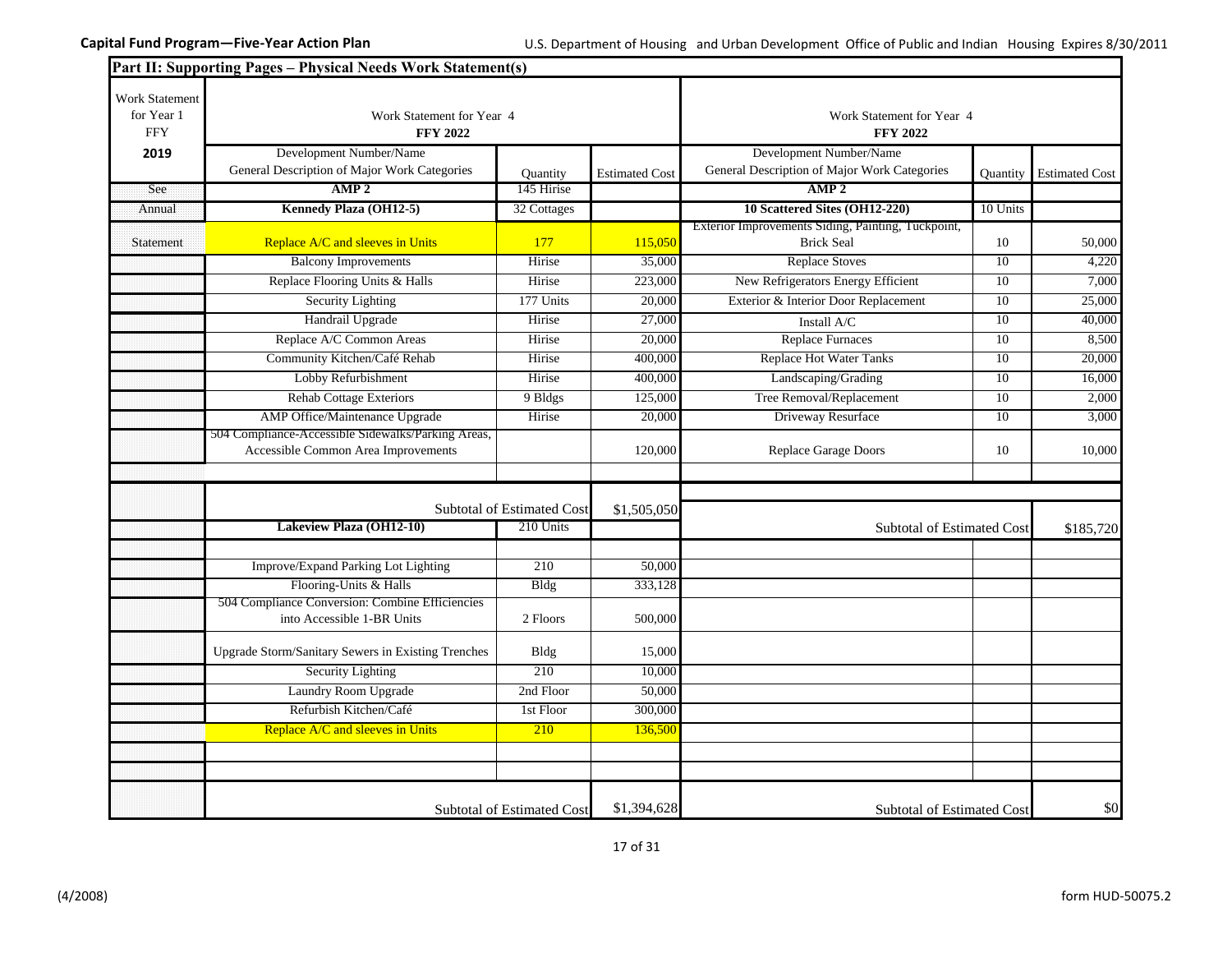**Capital Fund Program—Five-Year Action Plan**

U.S. Department of Housing and Urban Development Office of Public and Indian Housing Expires 8/30/2011

## Part II: Supporting Pages – Physical Needs Work Statement(s)

| Work Statement for Year 1 FFY **2019** | Work Statement for Year 4 **FFY 2022** Development Number/Name General Description of Major Work Categories | Quantity | Estimated Cost | Work Statement for Year 4 **FFY 2022** Development Number/Name General Description of Major Work Categories | Quantity | Estimated Cost |
|---|---|---|---|---|---|---|
| See | **AMP 2** | 145 Hirise | | **AMP 2** | | |
| Annual | **Kennedy Plaza (OH12-5)** | 32 Cottages | | **10 Scattered Sites (OH12-220)** | 10 Units | |
| Statement | Replace A/C and sleeves in Units | 177 | 115,050 | Exterior Improvements Siding, Painting, Tuckpoint, Brick Seal | 10 | 50,000 |
| | Balcony Improvements | Hirise | 35,000 | Replace Stoves | 10 | 4,220 |
| | Replace Flooring Units & Halls | Hirise | 223,000 | New Refrigerators Energy Efficient | 10 | 7,000 |
| | Security Lighting | 177 Units | 20,000 | Exterior & Interior Door Replacement | 10 | 25,000 |
| | Handrail Upgrade | Hirise | 27,000 | Install A/C | 10 | 40,000 |
| | Replace A/C Common Areas | Hirise | 20,000 | Replace Furnaces | 10 | 8,500 |
| | Community Kitchen/Café Rehab | Hirise | 400,000 | Replace Hot Water Tanks | 10 | 20,000 |
| | Lobby Refurbishment | Hirise | 400,000 | Landscaping/Grading | 10 | 16,000 |
| | Rehab Cottage Exteriors | 9 Bldgs | 125,000 | Tree Removal/Replacement | 10 | 2,000 |
| | AMP Office/Maintenance Upgrade | Hirise | 20,000 | Driveway Resurface | 10 | 3,000 |
| | 504 Compliance-Accessible Sidewalks/Parking Areas, Accessible Common Area Improvements | | 120,000 | Replace Garage Doors | 10 | 10,000 |
| | | | | | | |
| | | Subtotal of Estimated Cost | $1,505,050 | | | |
| | **Lakeview Plaza (OH12-10)** | 210 Units | | Subtotal of Estimated Cost | | $185,720 |
| | | | | | | |
| | Improve/Expand Parking Lot Lighting | 210 | 50,000 | | | |
| | Flooring-Units & Halls | Bldg | 333,128 | | | |
| | 504 Compliance Conversion: Combine Efficiencies into Accessible 1-BR Units | 2 Floors | 500,000 | | | |
| | Upgrade Storm/Sanitary Sewers in Existing Trenches | Bldg | 15,000 | | | |
| | Security Lighting | 210 | 10,000 | | | |
| | Laundry Room Upgrade | 2nd Floor | 50,000 | | | |
| | Refurbish Kitchen/Café | 1st Floor | 300,000 | | | |
| | Replace A/C and sleeves in Units | 210 | 136,500 | | | |
| | | | | | | |
| | | | | | | |
| | | Subtotal of Estimated Cost | $1,394,628 | Subtotal of Estimated Cost | | $0 |

(4/2008) form HUD-50075.2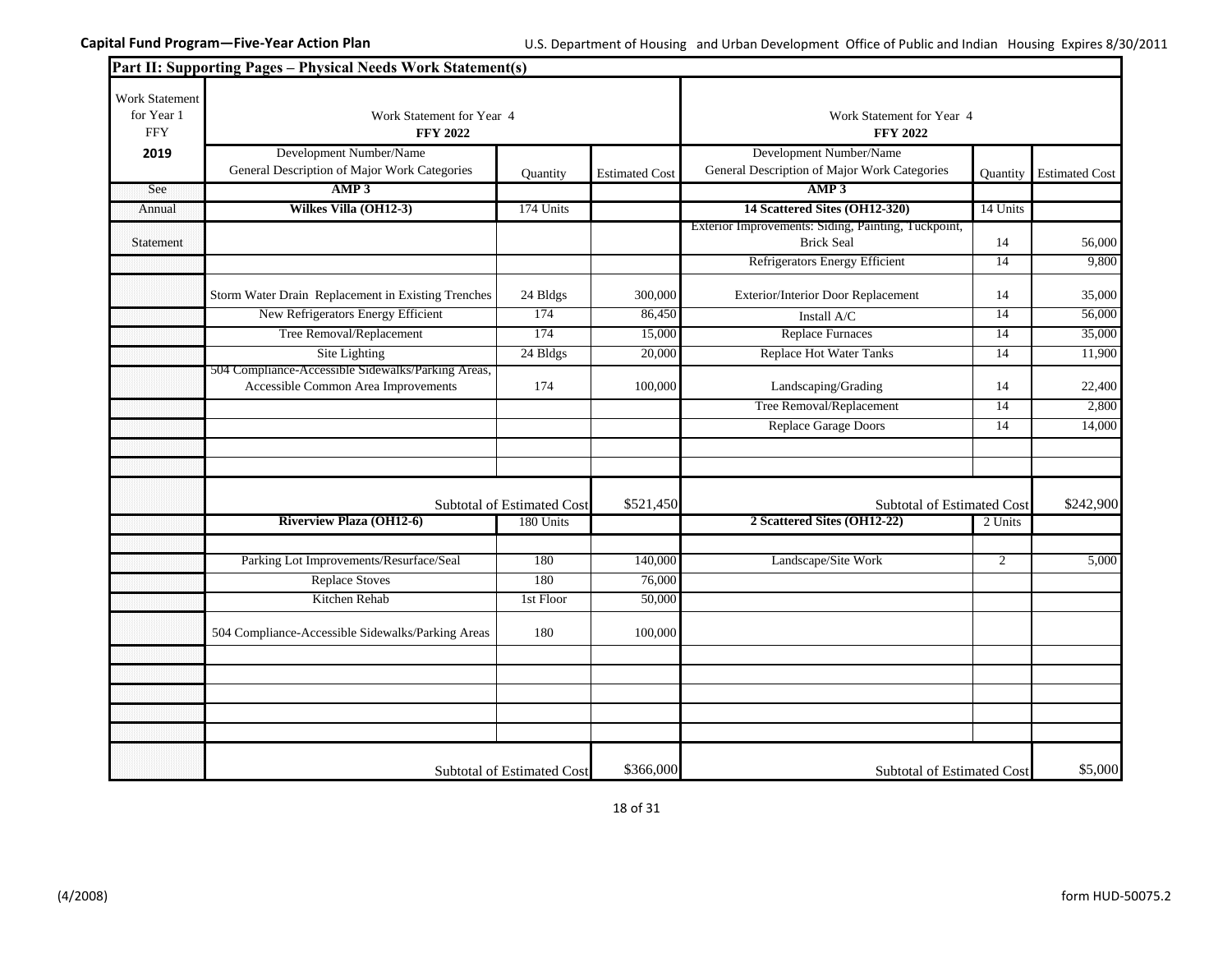**Capital Fund Program—Five-Year Action Plan**

U.S. Department of Housing and Urban Development Office of Public and Indian Housing Expires 8/30/2011

## Part II: Supporting Pages – Physical Needs Work Statement(s)

| Work Statement for Year 1 FFY | Work Statement for Year 4 FFY 2022 | | | Work Statement for Year 4 FFY 2022 | | |
|---|---|---|---|---|---|---|
| **2019** | Development Number/Name General Description of Major Work Categories | Quantity | Estimated Cost | Development Number/Name General Description of Major Work Categories | Quantity | Estimated Cost |
| See | **AMP 3** | | | **AMP 3** | | |
| Annual | **Wilkes Villa (OH12-3)** | 174 Units | | **14 Scattered Sites (OH12-320)** | 14 Units | |
| Statement | | | | Exterior Improvements: Siding, Painting, Tuckpoint, Brick Seal | 14 | 56,000 |
| | | | | Refrigerators Energy Efficient | 14 | 9,800 |
| | Storm Water Drain Replacement in Existing Trenches | 24 Bldgs | 300,000 | Exterior/Interior Door Replacement | 14 | 35,000 |
| | New Refrigerators Energy Efficient | 174 | 86,450 | Install A/C | 14 | 56,000 |
| | Tree Removal/Replacement | 174 | 15,000 | Replace Furnaces | 14 | 35,000 |
| | Site Lighting | 24 Bldgs | 20,000 | Replace Hot Water Tanks | 14 | 11,900 |
| | 504 Compliance-Accessible Sidewalks/Parking Areas, Accessible Common Area Improvements | 174 | 100,000 | Landscaping/Grading | 14 | 22,400 |
| | | | | Tree Removal/Replacement | 14 | 2,800 |
| | | | | Replace Garage Doors | 14 | 14,000 |
| | | | | | | |
| | | | | | | |
| | | Subtotal of Estimated Cost | $521,450 | | Subtotal of Estimated Cost | $242,900 |
| | **Riverview Plaza (OH12-6)** | 180 Units | | **2 Scattered Sites (OH12-22)** | 2 Units | |
| | | | | | | |
| | Parking Lot Improvements/Resurface/Seal | 180 | 140,000 | Landscape/Site Work | 2 | 5,000 |
| | Replace Stoves | 180 | 76,000 | | | |
| | Kitchen Rehab | 1st Floor | 50,000 | | | |
| | 504 Compliance-Accessible Sidewalks/Parking Areas | 180 | 100,000 | | | |
| | | | | | | |
| | | | | | | |
| | | | | | | |
| | | | | | | |
| | | | | | | |
| | | Subtotal of Estimated Cost | $366,000 | | Subtotal of Estimated Cost | $5,000 |

(4/2008) form HUD-50075.2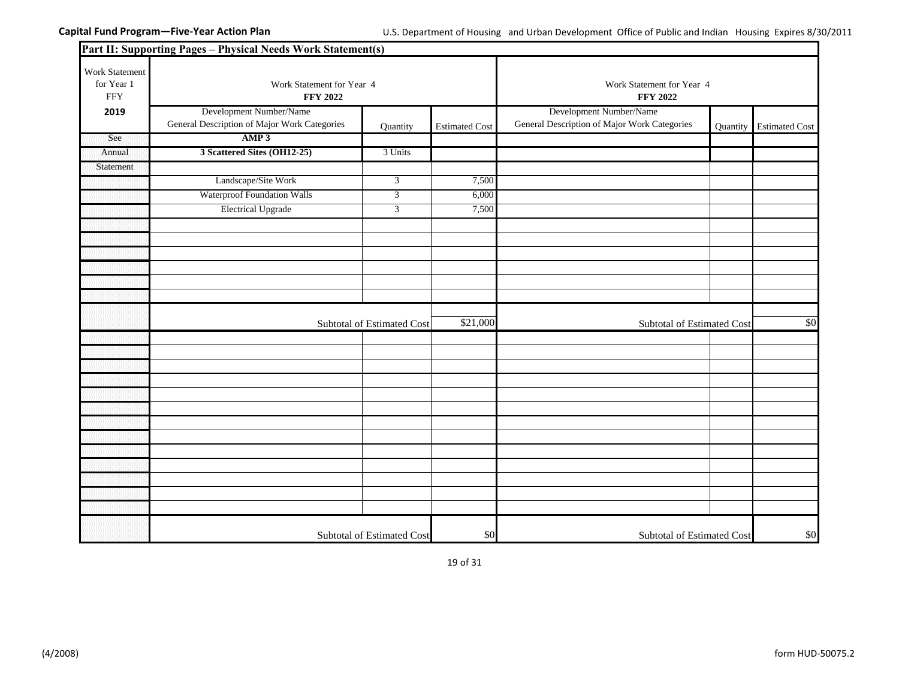**Capital Fund Program—Five-Year Action Plan**

U.S. Department of Housing and Urban Development Office of Public and Indian Housing Expires 8/30/2011

## Part II: Supporting Pages – Physical Needs Work Statement(s)

| Work Statement for Year 1 FFY | Work Statement for Year 4 **FFY 2022** | | | Work Statement for Year 4 **FFY 2022** | | |
|---|---|---|---|---|---|---|
| **2019** | Development Number/Name General Description of Major Work Categories | Quantity | Estimated Cost | Development Number/Name General Description of Major Work Categories | Quantity | Estimated Cost |
| See | **AMP 3** | | | | | |
| Annual | **3 Scattered Sites (OH12-25)** | 3 Units | | | | |
| Statement | | | | | | |
| | Landscape/Site Work | 3 | 7,500 | | | |
| | Waterproof Foundation Walls | 3 | 6,000 | | | |
| | Electrical Upgrade | 3 | 7,500 | | | |
| | | | | | | |
| | | | | | | |
| | | | | | | |
| | | | | | | |
| | | | | | | |
| | | | | | | |
| | Subtotal of Estimated Cost | | $21,000 | Subtotal of Estimated Cost | | $0 |
| | | | | | | |
| | | | | | | |
| | | | | | | |
| | | | | | | |
| | | | | | | |
| | | | | | | |
| | | | | | | |
| | | | | | | |
| | | | | | | |
| | | | | | | |
| | | | | | | |
| | | | | | | |
| | | | | | | |
| | Subtotal of Estimated Cost | | $0 | Subtotal of Estimated Cost | | $0 |

(4/2008) form HUD-50075.2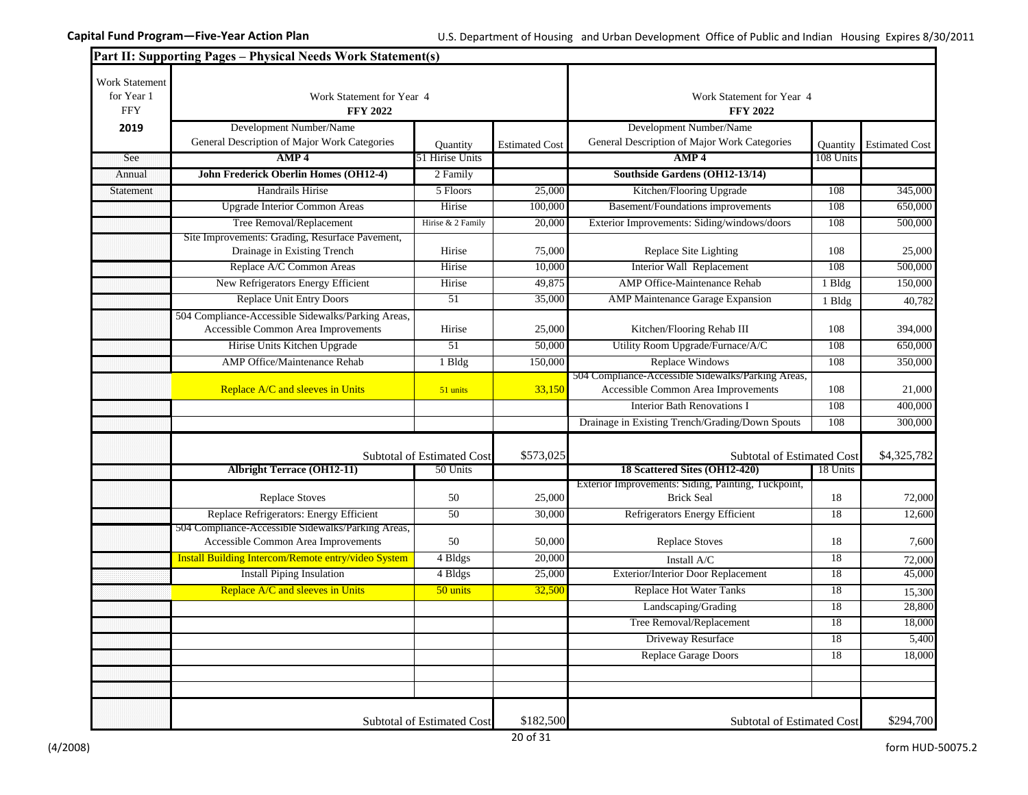**Capital Fund Program—Five-Year Action Plan**

U.S. Department of Housing and Urban Development Office of Public and Indian Housing Expires 8/30/2011

**Part II: Supporting Pages – Physical Needs Work Statement(s)**

| Work Statement for Year 1 FFY 2019 | Work Statement for Year 4 **FFY 2022** | | | Work Statement for Year 4 **FFY 2022** | | |
|---|---|---|---|---|---|---|
| | Development Number/Name General Description of Major Work Categories | Quantity | Estimated Cost | Development Number/Name General Description of Major Work Categories | Quantity | Estimated Cost |
| See | **AMP 4** | 51 Hirise Units | | **AMP 4** | 108 Units | |
| Annual | **John Frederick Oberlin Homes (OH12-4)** | 2 Family | | **Southside Gardens (OH12-13/14)** | | |
| Statement | Handrails Hirise | 5 Floors | 25,000 | Kitchen/Flooring Upgrade | 108 | 345,000 |
| | Upgrade Interior Common Areas | Hirise | 100,000 | Basement/Foundations improvements | 108 | 650,000 |
| | Tree Removal/Replacement | Hirise & 2 Family | 20,000 | Exterior Improvements: Siding/windows/doors | 108 | 500,000 |
| | Site Improvements: Grading, Resurface Pavement, Drainage in Existing Trench | Hirise | 75,000 | Replace Site Lighting | 108 | 25,000 |
| | Replace A/C Common Areas | Hirise | 10,000 | Interior Wall Replacement | 108 | 500,000 |
| | New Refrigerators Energy Efficient | Hirise | 49,875 | AMP Office-Maintenance Rehab | 1 Bldg | 150,000 |
| | Replace Unit Entry Doors | 51 | 35,000 | AMP Maintenance Garage Expansion | 1 Bldg | 40,782 |
| | 504 Compliance-Accessible Sidewalks/Parking Areas, Accessible Common Area Improvements | Hirise | 25,000 | Kitchen/Flooring Rehab III | 108 | 394,000 |
| | Hirise Units Kitchen Upgrade | 51 | 50,000 | Utility Room Upgrade/Furnace/A/C | 108 | 650,000 |
| | AMP Office/Maintenance Rehab | 1 Bldg | 150,000 | Replace Windows | 108 | 350,000 |
| | Replace A/C and sleeves in Units | 51 units | 33,150 | 504 Compliance-Accessible Sidewalks/Parking Areas, Accessible Common Area Improvements | 108 | 21,000 |
| | | | | Interior Bath Renovations I | 108 | 400,000 |
| | | | | Drainage in Existing Trench/Grading/Down Spouts | 108 | 300,000 |
| | | Subtotal of Estimated Cost | $573,025 | Subtotal of Estimated Cost | | $4,325,782 |
| | **Albright Terrace (OH12-11)** | 50 Units | | **18 Scattered Sites (OH12-420)** | 18 Units | |
| | Replace Stoves | 50 | 25,000 | Exterior Improvements: Siding, Painting, Tuckpoint, Brick Seal | 18 | 72,000 |
| | Replace Refrigerators: Energy Efficient | 50 | 30,000 | Refrigerators Energy Efficient | 18 | 12,600 |
| | 504 Compliance-Accessible Sidewalks/Parking Areas, Accessible Common Area Improvements | 50 | 50,000 | Replace Stoves | 18 | 7,600 |
| | Install Building Intercom/Remote entry/video System | 4 Bldgs | 20,000 | Install A/C | 18 | 72,000 |
| | Install Piping Insulation | 4 Bldgs | 25,000 | Exterior/Interior Door Replacement | 18 | 45,000 |
| | Replace A/C and sleeves in Units | 50 units | 32,500 | Replace Hot Water Tanks | 18 | 15,300 |
| | | | | Landscaping/Grading | 18 | 28,800 |
| | | | | Tree Removal/Replacement | 18 | 18,000 |
| | | | | Driveway Resurface | 18 | 5,400 |
| | | | | Replace Garage Doors | 18 | 18,000 |
| | | | | | | |
| | | | | | | |
| | | Subtotal of Estimated Cost | $182,500 | Subtotal of Estimated Cost | | $294,700 |

(4/2008) form HUD-50075.2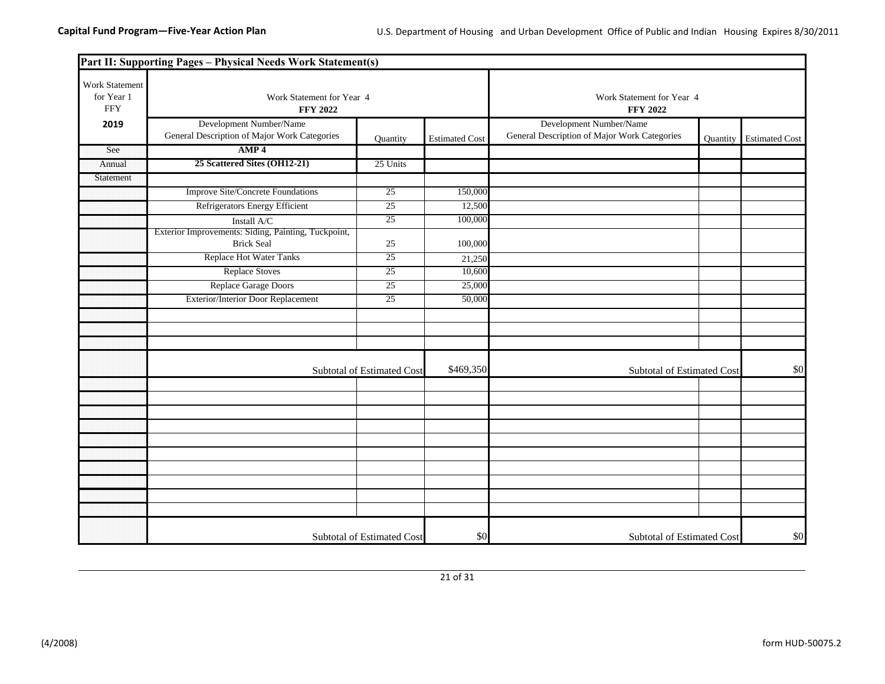## Part II: Supporting Pages – Physical Needs Work Statement(s)

| Work Statement for Year 1 FFY 2019 | Work Statement for Year 4 FFY 2022 | | | Work Statement for Year 4 FFY 2022 | | |
|---|---|---|---|---|---|---|
| | Development Number/Name General Description of Major Work Categories | Quantity | Estimated Cost | Development Number/Name General Description of Major Work Categories | Quantity | Estimated Cost |
| See | **AMP 4** | | | | | |
| Annual | **25 Scattered Sites (OH12-21)** | 25 Units | | | | |
| Statement | | | | | | |
| | Improve Site/Concrete Foundations | 25 | 150,000 | | | |
| | Refrigerators Energy Efficient | 25 | 12,500 | | | |
| | Install A/C | 25 | 100,000 | | | |
| | Exterior Improvements: Siding, Painting, Tuckpoint, Brick Seal | 25 | 100,000 | | | |
| | Replace Hot Water Tanks | 25 | 21,250 | | | |
| | Replace Stoves | 25 | 10,600 | | | |
| | Replace Garage Doors | 25 | 25,000 | | | |
| | Exterior/Interior Door Replacement | 25 | 50,000 | | | |
| | | | | | | |
| | | | | | | |
| | | | | | | |
| | Subtotal of Estimated Cost | | $469,350 | Subtotal of Estimated Cost | | $0 |
| | | | | | | |
| | | | | | | |
| | | | | | | |
| | | | | | | |
| | | | | | | |
| | | | | | | |
| | | | | | | |
| | | | | | | |
| | | | | | | |
| | | | | | | |
| | Subtotal of Estimated Cost | | $0 | Subtotal of Estimated Cost | | $0 |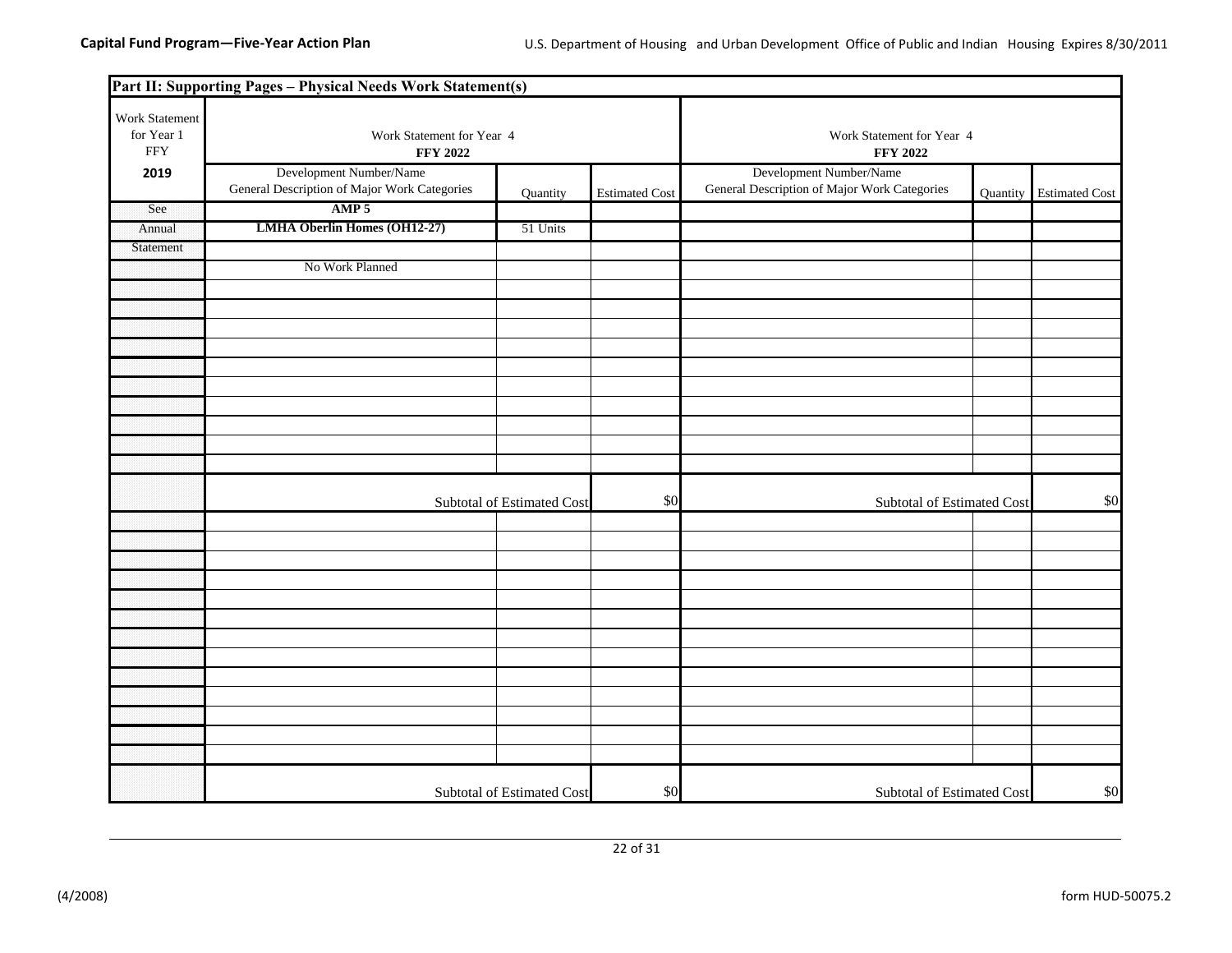**Capital Fund Program—Five-Year Action Plan**

U.S. Department of Housing and Urban Development Office of Public and Indian Housing Expires 8/30/2011

| **Part II: Supporting Pages – Physical Needs Work Statement(s)** | | | | | | |
|---|---|---|---|---|---|---|
| Work Statement for Year 1 FFY | Work Statement for Year 4 **FFY 2022** | | | Work Statement for Year 4 **FFY 2022** | | |
| **2019** | Development Number/Name General Description of Major Work Categories | Quantity | Estimated Cost | Development Number/Name General Description of Major Work Categories | Quantity | Estimated Cost |
| See | **AMP 5** | | | | | |
| Annual | **LMHA Oberlin Homes (OH12-27)** | 51 Units | | | | |
| Statement | | | | | | |
| | No Work Planned | | | | | |
| | Subtotal of Estimated Cost | | $0 | Subtotal of Estimated Cost | | $0 |
| | Subtotal of Estimated Cost | | $0 | Subtotal of Estimated Cost | | $0 |

(4/2008) form HUD-50075.2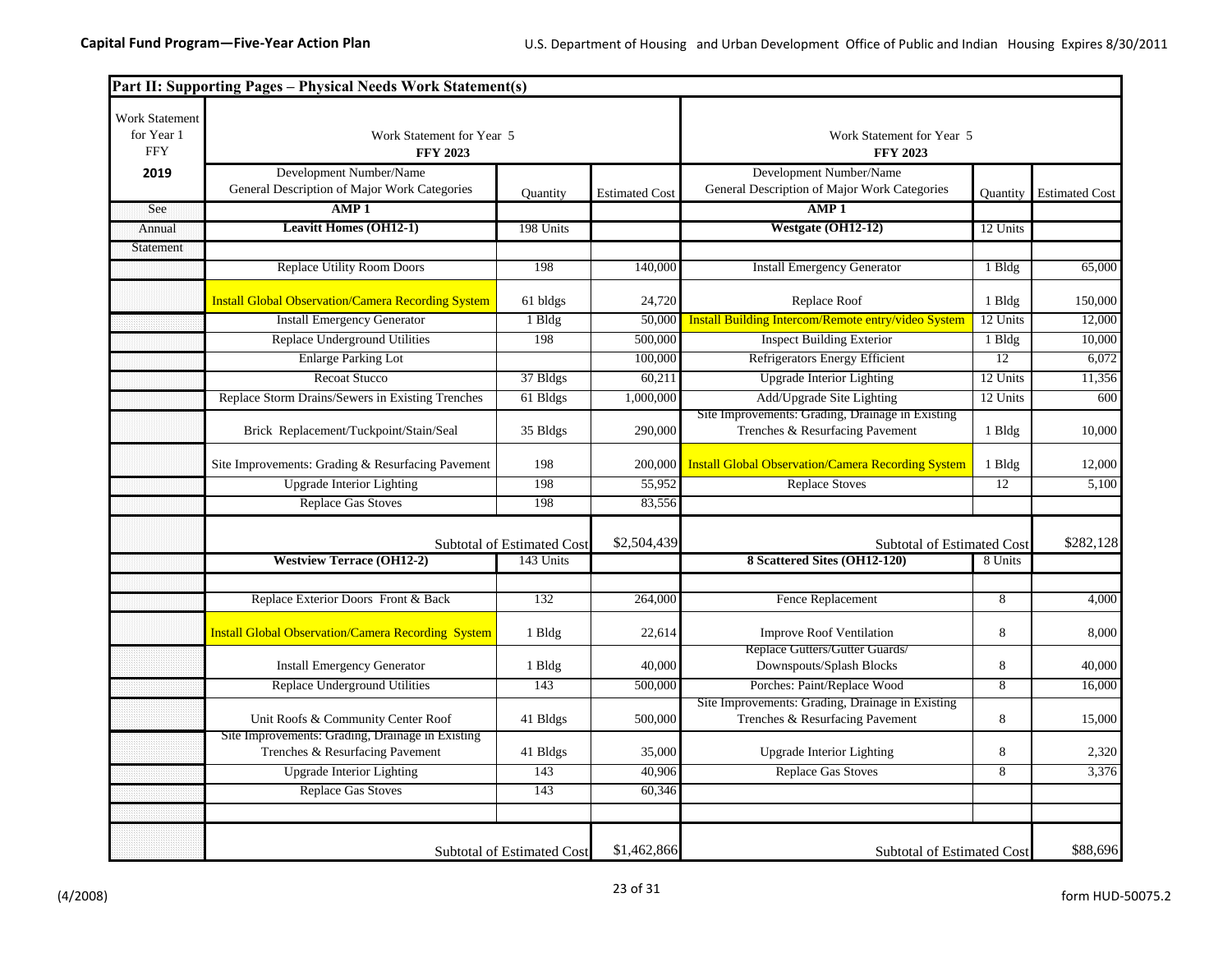**Capital Fund Program—Five-Year Action Plan**

U.S. Department of Housing and Urban Development Office of Public and Indian Housing Expires 8/30/2011

## Part II: Supporting Pages – Physical Needs Work Statement(s)

| Work Statement for Year 1 FFY 2019 | Work Statement for Year 5 FFY 2023 | | | Work Statement for Year 5 FFY 2023 | | |
|---|---|---|---|---|---|---|
| | Development Number/Name General Description of Major Work Categories | Quantity | Estimated Cost | Development Number/Name General Description of Major Work Categories | Quantity | Estimated Cost |
| See | **AMP 1** | | | **AMP 1** | | |
| Annual | **Leavitt Homes (OH12-1)** | 198 Units | | **Westgate (OH12-12)** | 12 Units | |
| Statement | | | | | | |
| | Replace Utility Room Doors | 198 | 140,000 | Install Emergency Generator | 1 Bldg | 65,000 |
| | Install Global Observation/Camera Recording System | 61 bldgs | 24,720 | Replace Roof | 1 Bldg | 150,000 |
| | Install Emergency Generator | 1 Bldg | 50,000 | Install Building Intercom/Remote entry/video System | 12 Units | 12,000 |
| | Replace Underground Utilities | 198 | 500,000 | Inspect Building Exterior | 1 Bldg | 10,000 |
| | Enlarge Parking Lot | | 100,000 | Refrigerators Energy Efficient | 12 | 6,072 |
| | Recoat Stucco | 37 Bldgs | 60,211 | Upgrade Interior Lighting | 12 Units | 11,356 |
| | Replace Storm Drains/Sewers in Existing Trenches | 61 Bldgs | 1,000,000 | Add/Upgrade Site Lighting | 12 Units | 600 |
| | Brick Replacement/Tuckpoint/Stain/Seal | 35 Bldgs | 290,000 | Site Improvements: Grading, Drainage in Existing Trenches & Resurfacing Pavement | 1 Bldg | 10,000 |
| | Site Improvements: Grading & Resurfacing Pavement | 198 | 200,000 | Install Global Observation/Camera Recording System | 1 Bldg | 12,000 |
| | Upgrade Interior Lighting | 198 | 55,952 | Replace Stoves | 12 | 5,100 |
| | Replace Gas Stoves | 198 | 83,556 | | | |
| | | Subtotal of Estimated Cost | $2,504,439 | Subtotal of Estimated Cost | | $282,128 |
| | **Westview Terrace (OH12-2)** | 143 Units | | **8 Scattered Sites (OH12-120)** | 8 Units | |
| | | | | | | |
| | Replace Exterior Doors Front & Back | 132 | 264,000 | Fence Replacement | 8 | 4,000 |
| | Install Global Observation/Camera Recording System | 1 Bldg | 22,614 | Improve Roof Ventilation | 8 | 8,000 |
| | Install Emergency Generator | 1 Bldg | 40,000 | Replace Gutters/Gutter Guards/ Downspouts/Splash Blocks | 8 | 40,000 |
| | Replace Underground Utilities | 143 | 500,000 | Porches: Paint/Replace Wood | 8 | 16,000 |
| | Unit Roofs & Community Center Roof | 41 Bldgs | 500,000 | Site Improvements: Grading, Drainage in Existing Trenches & Resurfacing Pavement | 8 | 15,000 |
| | Site Improvements: Grading, Drainage in Existing Trenches & Resurfacing Pavement | 41 Bldgs | 35,000 | Upgrade Interior Lighting | 8 | 2,320 |
| | Upgrade Interior Lighting | 143 | 40,906 | Replace Gas Stoves | 8 | 3,376 |
| | Replace Gas Stoves | 143 | 60,346 | | | |
| | | | | | | |
| | | Subtotal of Estimated Cost | $1,462,866 | Subtotal of Estimated Cost | | $88,696 |

(4/2008) form HUD-50075.2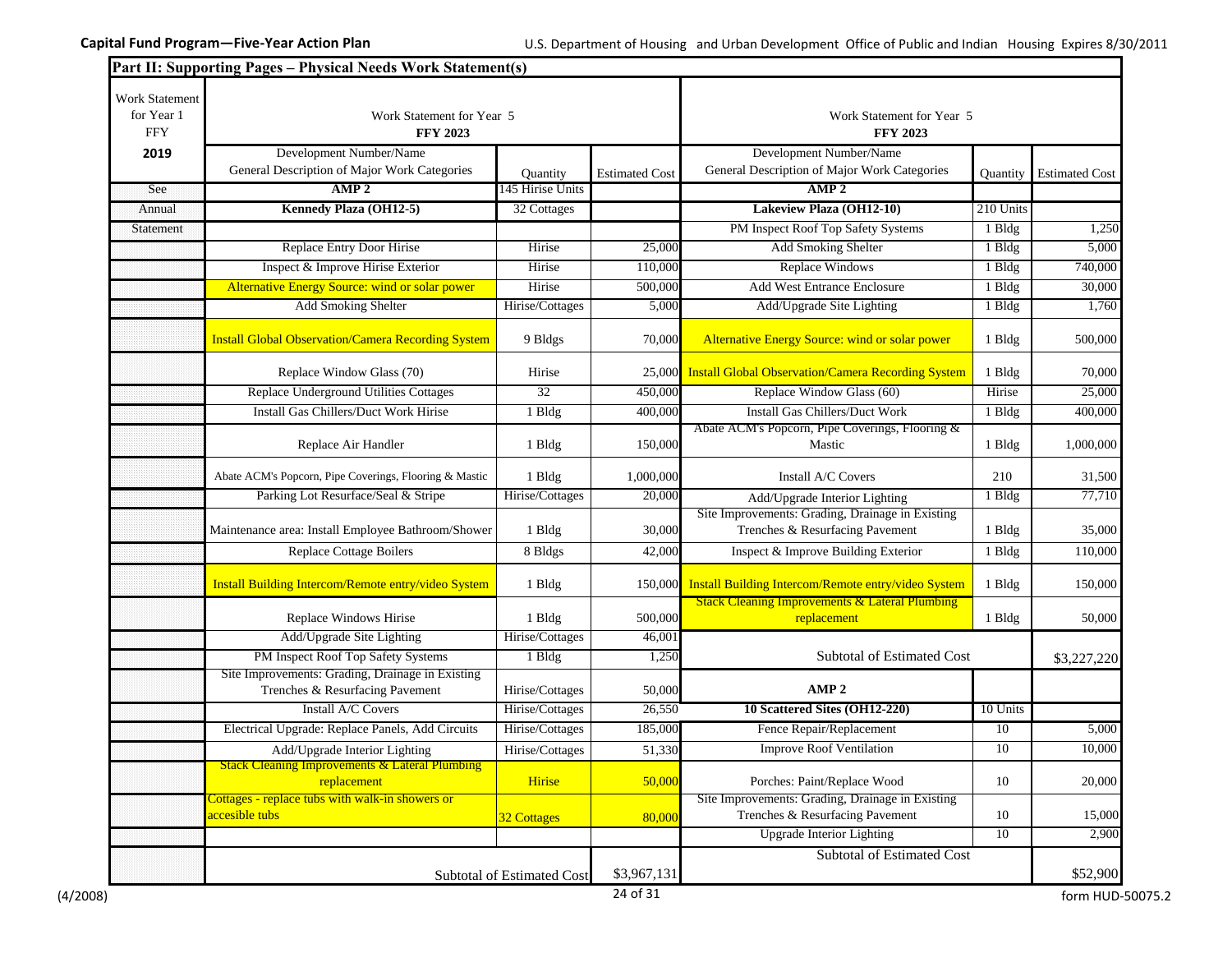## Part II: Supporting Pages – Physical Needs Work Statement(s)

| Work Statement for Year 1 FFY 2019 | Work Statement for Year 5 FFY 2023 Development Number/Name General Description of Major Work Categories | Quantity | Estimated Cost | Work Statement for Year 5 FFY 2023 Development Number/Name General Description of Major Work Categories | Quantity | Estimated Cost |
|---|---|---|---|---|---|---|
| See | **AMP 2** | 145 Hirise Units | | **AMP 2** | | |
| Annual | **Kennedy Plaza (OH12-5)** | 32 Cottages | | **Lakeview Plaza (OH12-10)** | 210 Units | |
| Statement | | | | PM Inspect Roof Top Safety Systems | 1 Bldg | 1,250 |
| | Replace Entry Door Hirise | Hirise | 25,000 | Add Smoking Shelter | 1 Bldg | 5,000 |
| | Inspect & Improve Hirise Exterior | Hirise | 110,000 | Replace Windows | 1 Bldg | 740,000 |
| | Alternative Energy Source: wind or solar power | Hirise | 500,000 | Add West Entrance Enclosure | 1 Bldg | 30,000 |
| | Add Smoking Shelter | Hirise/Cottages | 5,000 | Add/Upgrade Site Lighting | 1 Bldg | 1,760 |
| | Install Global Observation/Camera Recording System | 9 Bldgs | 70,000 | Alternative Energy Source: wind or solar power | 1 Bldg | 500,000 |
| | Replace Window Glass (70) | Hirise | 25,000 | Install Global Observation/Camera Recording System | 1 Bldg | 70,000 |
| | Replace Underground Utilities Cottages | 32 | 450,000 | Replace Window Glass (60) | Hirise | 25,000 |
| | Install Gas Chillers/Duct Work Hirise | 1 Bldg | 400,000 | Install Gas Chillers/Duct Work | 1 Bldg | 400,000 |
| | Replace Air Handler | 1 Bldg | 150,000 | Abate ACM's Popcorn, Pipe Coverings, Flooring & Mastic | 1 Bldg | 1,000,000 |
| | Abate ACM's Popcorn, Pipe Coverings, Flooring & Mastic | 1 Bldg | 1,000,000 | Install A/C Covers | 210 | 31,500 |
| | Parking Lot Resurface/Seal & Stripe | Hirise/Cottages | 20,000 | Add/Upgrade Interior Lighting | 1 Bldg | 77,710 |
| | Maintenance area: Install Employee Bathroom/Shower | 1 Bldg | 30,000 | Site Improvements: Grading, Drainage in Existing Trenches & Resurfacing Pavement | 1 Bldg | 35,000 |
| | Replace Cottage Boilers | 8 Bldgs | 42,000 | Inspect & Improve Building Exterior | 1 Bldg | 110,000 |
| | Install Building Intercom/Remote entry/video System | 1 Bldg | 150,000 | Install Building Intercom/Remote entry/video System | 1 Bldg | 150,000 |
| | Replace Windows Hirise | 1 Bldg | 500,000 | Stack Cleaning Improvements & Lateral Plumbing replacement | 1 Bldg | 50,000 |
| | Add/Upgrade Site Lighting | Hirise/Cottages | 46,001 | | | |
| | PM Inspect Roof Top Safety Systems | 1 Bldg | 1,250 | Subtotal of Estimated Cost | | $3,227,220 |
| | Site Improvements: Grading, Drainage in Existing Trenches & Resurfacing Pavement | Hirise/Cottages | 50,000 | **AMP 2** | | |
| | Install A/C Covers | Hirise/Cottages | 26,550 | **10 Scattered Sites (OH12-220)** | 10 Units | |
| | Electrical Upgrade: Replace Panels, Add Circuits | Hirise/Cottages | 185,000 | Fence Repair/Replacement | 10 | 5,000 |
| | Add/Upgrade Interior Lighting | Hirise/Cottages | 51,330 | Improve Roof Ventilation | 10 | 10,000 |
| | Stack Cleaning Improvements & Lateral Plumbing replacement | Hirise | 50,000 | Porches: Paint/Replace Wood | 10 | 20,000 |
| | Cottages - replace tubs with walk-in showers or accesible tubs | 32 Cottages | 80,000 | Site Improvements: Grading, Drainage in Existing Trenches & Resurfacing Pavement | 10 | 15,000 |
| | | | | Upgrade Interior Lighting | 10 | 2,900 |
| | Subtotal of Estimated Cost | | $3,967,131 | Subtotal of Estimated Cost | | $52,900 |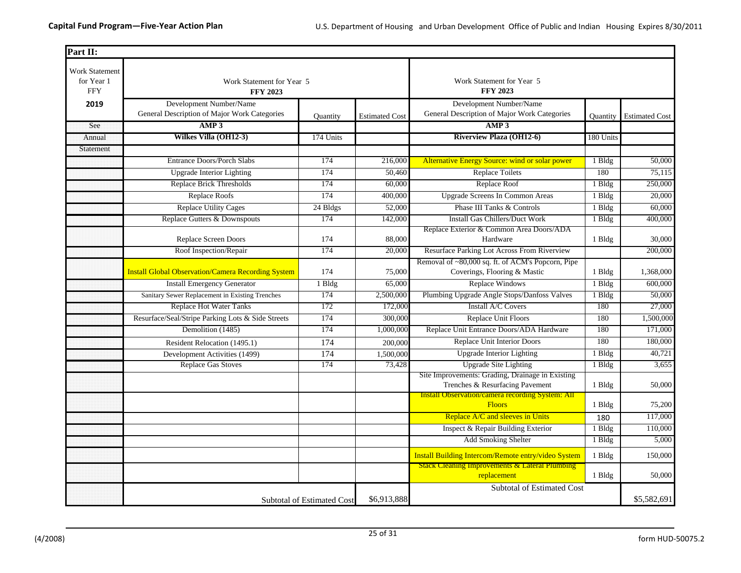**Capital Fund Program—Five-Year Action Plan**

U.S. Department of Housing and Urban Development Office of Public and Indian Housing Expires 8/30/2011

| Part II: | | | | | | |
|---|---|---|---|---|---|---|
| Work Statement for Year 1 FFY **2019** | Work Statement for Year 5 **FFY 2023** | | | Work Statement for Year 5 **FFY 2023** | | |
| | Development Number/Name General Description of Major Work Categories | Quantity | Estimated Cost | Development Number/Name General Description of Major Work Categories | Quantity | Estimated Cost |
| See | **AMP 3** | | | **AMP 3** | | |
| Annual | **Wilkes Villa (OH12-3)** | 174 Units | | **Riverview Plaza (OH12-6)** | 180 Units | |
| Statement | | | | | | |
| | Entrance Doors/Porch Slabs | 174 | 216,000 | Alternative Energy Source: wind or solar power | 1 Bldg | 50,000 |
| | Upgrade Interior Lighting | 174 | 50,460 | Replace Toilets | 180 | 75,115 |
| | Replace Brick Thresholds | 174 | 60,000 | Replace Roof | 1 Bldg | 250,000 |
| | Replace Roofs | 174 | 400,000 | Upgrade Screens In Common Areas | 1 Bldg | 20,000 |
| | Replace Utility Cages | 24 Bldgs | 52,000 | Phase III Tanks & Controls | 1 Bldg | 60,000 |
| | Replace Gutters & Downspouts | 174 | 142,000 | Install Gas Chillers/Duct Work | 1 Bldg | 400,000 |
| | Replace Screen Doors | 174 | 88,000 | Replace Exterior & Common Area Doors/ADA Hardware | 1 Bldg | 30,000 |
| | Roof Inspection/Repair | 174 | 20,000 | Resurface Parking Lot Across From Riverview | | 200,000 |
| | Install Global Observation/Camera Recording System | 174 | 75,000 | Removal of ~80,000 sq. ft. of ACM's Popcorn, Pipe Coverings, Flooring & Mastic | 1 Bldg | 1,368,000 |
| | Install Emergency Generator | 1 Bldg | 65,000 | Replace Windows | 1 Bldg | 600,000 |
| | Sanitary Sewer Replacement in Existing Trenches | 174 | 2,500,000 | Plumbing Upgrade Angle Stops/Danfoss Valves | 1 Bldg | 50,000 |
| | Replace Hot Water Tanks | 172 | 172,000 | Install A/C Covers | 180 | 27,000 |
| | Resurface/Seal/Stripe Parking Lots & Side Streets | 174 | 300,000 | Replace Unit Floors | 180 | 1,500,000 |
| | Demolition (1485) | 174 | 1,000,000 | Replace Unit Entrance Doors/ADA Hardware | 180 | 171,000 |
| | Resident Relocation (1495.1) | 174 | 200,000 | Replace Unit Interior Doors | 180 | 180,000 |
| | Development Activities (1499) | 174 | 1,500,000 | Upgrade Interior Lighting | 1 Bldg | 40,721 |
| | Replace Gas Stoves | 174 | 73,428 | Upgrade Site Lighting | 1 Bldg | 3,655 |
| | | | | Site Improvements: Grading, Drainage in Existing Trenches & Resurfacing Pavement | 1 Bldg | 50,000 |
| | | | | Install Observation/camera recording System: All Floors | 1 Bldg | 75,200 |
| | | | | Replace A/C and sleeves in Units | 180 | 117,000 |
| | | | | Inspect & Repair Building Exterior | 1 Bldg | 110,000 |
| | | | | Add Smoking Shelter | 1 Bldg | 5,000 |
| | | | | Install Building Intercom/Remote entry/video System | 1 Bldg | 150,000 |
| | | | | Stack Cleaning Improvements & Lateral Plumbing replacement | 1 Bldg | 50,000 |
| | | Subtotal of Estimated Cost | $6,913,888 | Subtotal of Estimated Cost | | $5,582,691 |

(4/2008) form HUD-50075.2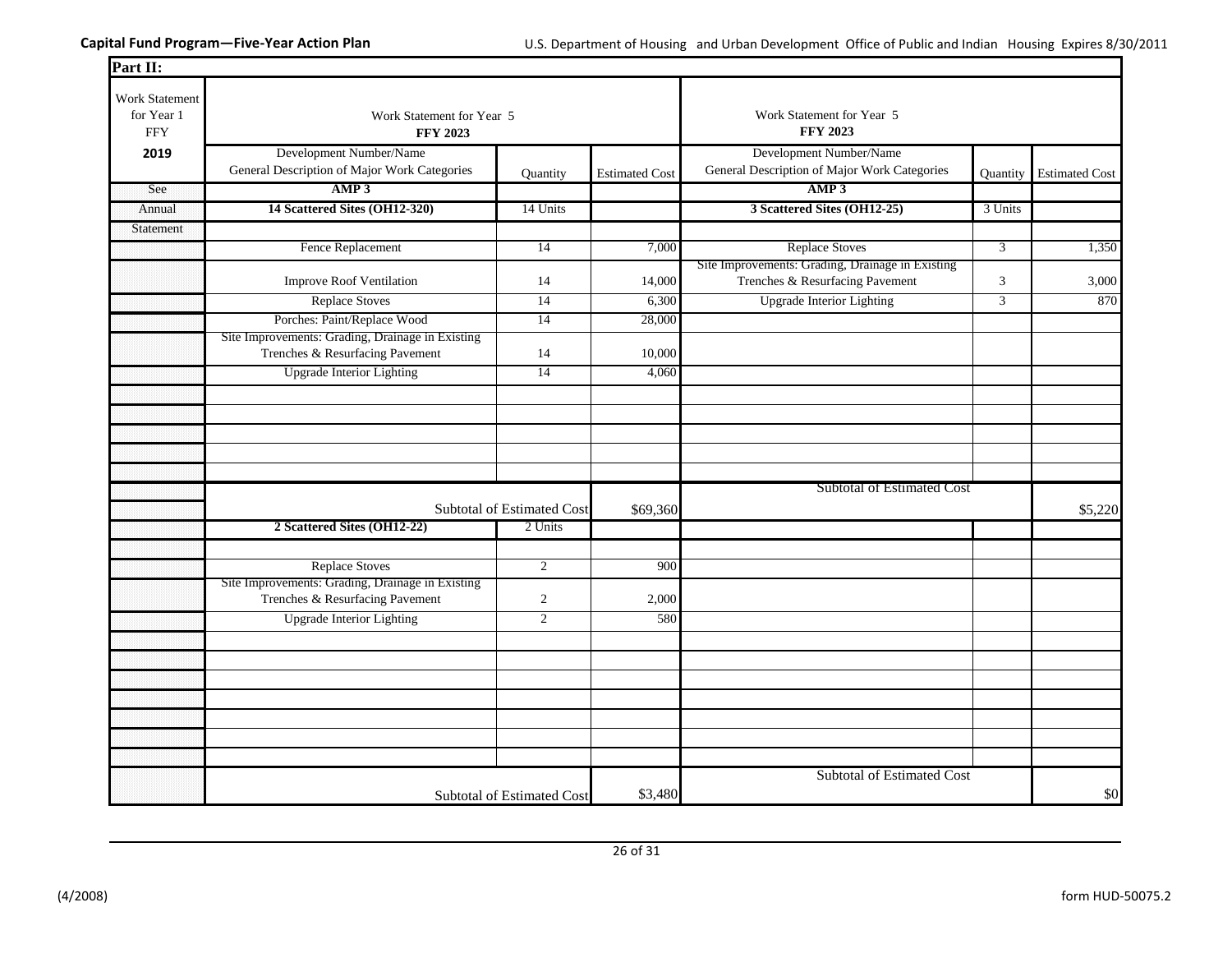**Capital Fund Program—Five-Year Action Plan**

U.S. Department of Housing and Urban Development Office of Public and Indian Housing Expires 8/30/2011

**Part II:**

| Work Statement for Year 1 FFY **2019** | Work Statement for Year 5 **FFY 2023** Development Number/Name General Description of Major Work Categories | Quantity | Estimated Cost | Work Statement for Year 5 **FFY 2023** Development Number/Name General Description of Major Work Categories | Quantity | Estimated Cost |
|---|---|---|---|---|---|---|
| See | **AMP 3** | | | **AMP 3** | | |
| Annual | **14 Scattered Sites (OH12-320)** | 14 Units | | **3 Scattered Sites (OH12-25)** | 3 Units | |
| Statement | | | | | | |
| | Fence Replacement | 14 | 7,000 | Replace Stoves | 3 | 1,350 |
| | Improve Roof Ventilation | 14 | 14,000 | Site Improvements: Grading, Drainage in Existing Trenches & Resurfacing Pavement | 3 | 3,000 |
| | Replace Stoves | 14 | 6,300 | Upgrade Interior Lighting | 3 | 870 |
| | Porches: Paint/Replace Wood | 14 | 28,000 | | | |
| | Site Improvements: Grading, Drainage in Existing Trenches & Resurfacing Pavement | 14 | 10,000 | | | |
| | Upgrade Interior Lighting | 14 | 4,060 | | | |
| | | | | | | |
| | | | | | | |
| | | | | | | |
| | | | | | | |
| | | | | | | |
| | | Subtotal of Estimated Cost | $69,360 | Subtotal of Estimated Cost | | $5,220 |
| | **2 Scattered Sites (OH12-22)** | 2 Units | | | | |
| | | | | | | |
| | Replace Stoves | 2 | 900 | | | |
| | Site Improvements: Grading, Drainage in Existing Trenches & Resurfacing Pavement | 2 | 2,000 | | | |
| | Upgrade Interior Lighting | 2 | 580 | | | |
| | | | | | | |
| | | | | | | |
| | | | | | | |
| | | | | | | |
| | | | | | | |
| | | | | | | |
| | | | | | | |
| | | Subtotal of Estimated Cost | $3,480 | Subtotal of Estimated Cost | | $0 |

(4/2008) form HUD-50075.2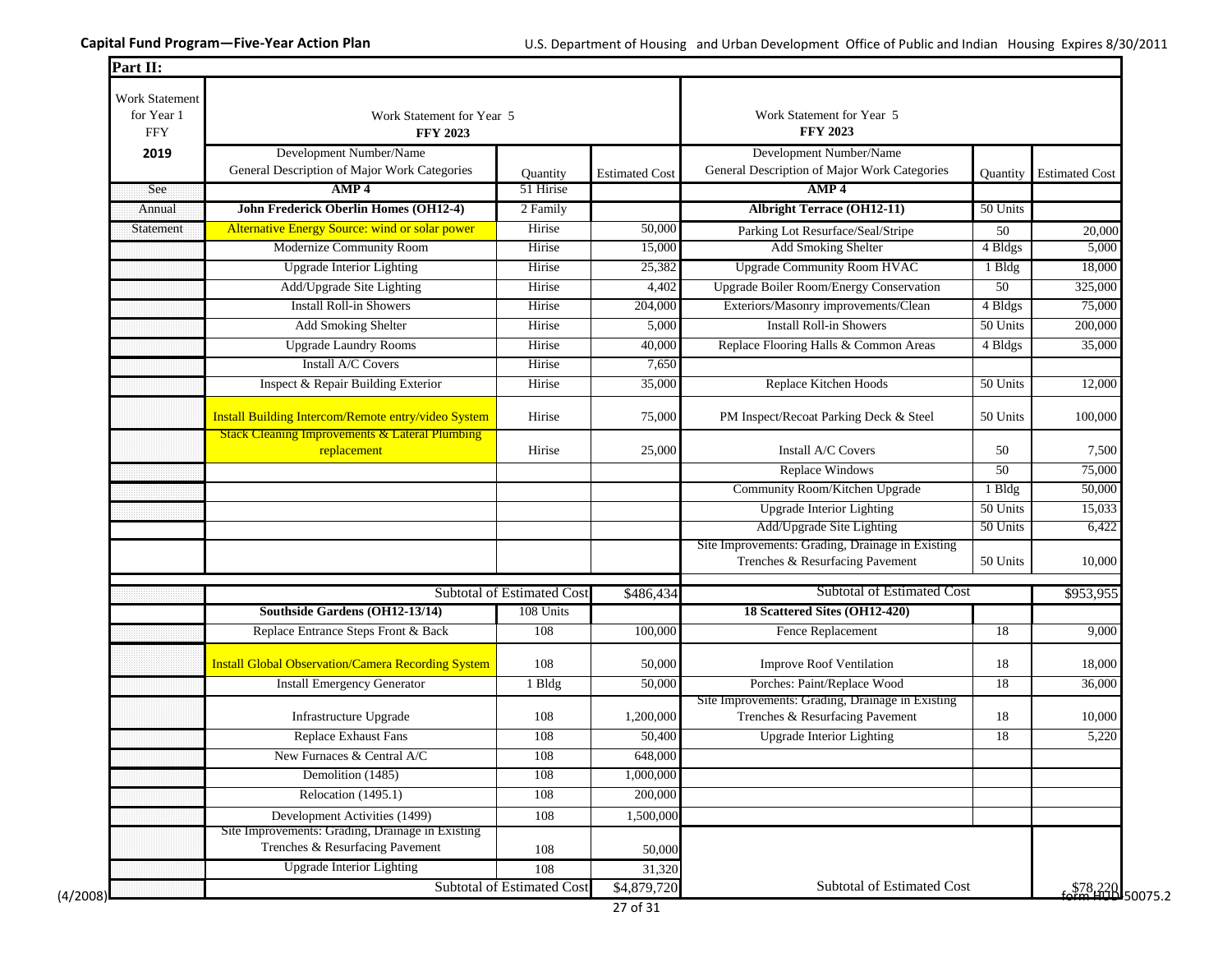**Capital Fund Program—Five-Year Action Plan**

U.S. Department of Housing and Urban Development Office of Public and Indian Housing Expires 8/30/2011

**Part II:**

| Work Statement for Year 1 FFY **2019** | Work Statement for Year 5 **FFY 2023** | | | Work Statement for Year 5 **FFY 2023** | | |
|---|---|---|---|---|---|---|
| | Development Number/Name General Description of Major Work Categories | Quantity | Estimated Cost | Development Number/Name General Description of Major Work Categories | Quantity | Estimated Cost |
| See | **AMP 4** | 51 Hirise | | **AMP 4** | | |
| Annual | **John Frederick Oberlin Homes (OH12-4)** | 2 Family | | **Albright Terrace (OH12-11)** | 50 Units | |
| Statement | Alternative Energy Source: wind or solar power | Hirise | 50,000 | Parking Lot Resurface/Seal/Stripe | 50 | 20,000 |
| | Modernize Community Room | Hirise | 15,000 | Add Smoking Shelter | 4 Bldgs | 5,000 |
| | Upgrade Interior Lighting | Hirise | 25,382 | Upgrade Community Room HVAC | 1 Bldg | 18,000 |
| | Add/Upgrade Site Lighting | Hirise | 4,402 | Upgrade Boiler Room/Energy Conservation | 50 | 325,000 |
| | Install Roll-in Showers | Hirise | 204,000 | Exteriors/Masonry improvements/Clean | 4 Bldgs | 75,000 |
| | Add Smoking Shelter | Hirise | 5,000 | Install Roll-in Showers | 50 Units | 200,000 |
| | Upgrade Laundry Rooms | Hirise | 40,000 | Replace Flooring Halls & Common Areas | 4 Bldgs | 35,000 |
| | Install A/C Covers | Hirise | 7,650 | | | |
| | Inspect & Repair Building Exterior | Hirise | 35,000 | Replace Kitchen Hoods | 50 Units | 12,000 |
| | Install Building Intercom/Remote entry/video System | Hirise | 75,000 | PM Inspect/Recoat Parking Deck & Steel | 50 Units | 100,000 |
| | Stack Cleaning Improvements & Lateral Plumbing replacement | Hirise | 25,000 | Install A/C Covers | 50 | 7,500 |
| | | | | Replace Windows | 50 | 75,000 |
| | | | | Community Room/Kitchen Upgrade | 1 Bldg | 50,000 |
| | | | | Upgrade Interior Lighting | 50 Units | 15,033 |
| | | | | Add/Upgrade Site Lighting | 50 Units | 6,422 |
| | | | | Site Improvements: Grading, Drainage in Existing Trenches & Resurfacing Pavement | 50 Units | 10,000 |
| | | Subtotal of Estimated Cost | $486,434 | Subtotal of Estimated Cost | | $953,955 |
| | **Southside Gardens (OH12-13/14)** | 108 Units | | **18 Scattered Sites (OH12-420)** | | |
| | Replace Entrance Steps Front & Back | 108 | 100,000 | Fence Replacement | 18 | 9,000 |
| | Install Global Observation/Camera Recording System | 108 | 50,000 | Improve Roof Ventilation | 18 | 18,000 |
| | Install Emergency Generator | 1 Bldg | 50,000 | Porches: Paint/Replace Wood | 18 | 36,000 |
| | Infrastructure Upgrade | 108 | 1,200,000 | Site Improvements: Grading, Drainage in Existing Trenches & Resurfacing Pavement | 18 | 10,000 |
| | Replace Exhaust Fans | 108 | 50,400 | Upgrade Interior Lighting | 18 | 5,220 |
| | New Furnaces & Central A/C | 108 | 648,000 | | | |
| | Demolition (1485) | 108 | 1,000,000 | | | |
| | Relocation (1495.1) | 108 | 200,000 | | | |
| | Development Activities (1499) | 108 | 1,500,000 | | | |
| | Site Improvements: Grading, Drainage in Existing Trenches & Resurfacing Pavement | 108 | 50,000 | | | |
| | Upgrade Interior Lighting | 108 | 31,320 | | | |
| | | Subtotal of Estimated Cost | $4,879,720 | Subtotal of Estimated Cost | | $78,220 |

(4/2008) form HUD-50075.2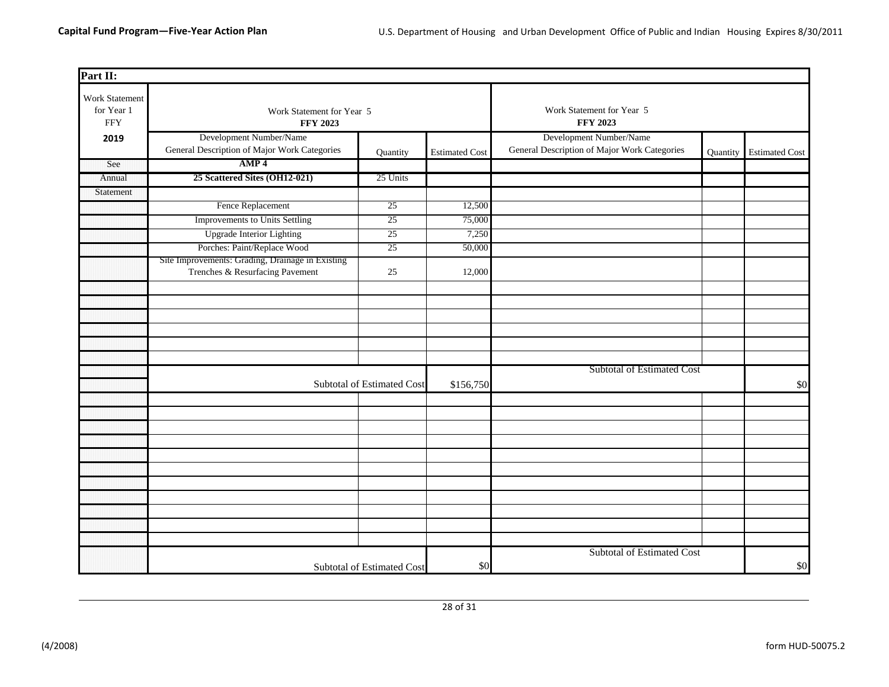**Capital Fund Program—Five-Year Action Plan**

U.S. Department of Housing and Urban Development Office of Public and Indian Housing Expires 8/30/2011

| Part II: | | | | | | |
|---|---|---|---|---|---|---|
| Work Statement for Year 1 FFY **2019** | Work Statement for Year 5 **FFY 2023** | | | Work Statement for Year 5 **FFY 2023** | | |
| | Development Number/Name General Description of Major Work Categories | Quantity | Estimated Cost | Development Number/Name General Description of Major Work Categories | Quantity | Estimated Cost |
| See | **AMP 4** | | | | | |
| Annual | **25 Scattered Sites (OH12-021)** | 25 Units | | | | |
| Statement | | | | | | |
| | Fence Replacement | 25 | 12,500 | | | |
| | Improvements to Units Settling | 25 | 75,000 | | | |
| | Upgrade Interior Lighting | 25 | 7,250 | | | |
| | Porches: Paint/Replace Wood | 25 | 50,000 | | | |
| | Site Improvements: Grading, Drainage in Existing Trenches & Resurfacing Pavement | 25 | 12,000 | | | |
| | | | | | | |
| | | | | | | |
| | | | | | | |
| | | | | | | |
| | | | | | | |
| | | | | | | |
| | Subtotal of Estimated Cost | | $156,750 | Subtotal of Estimated Cost | | $0 |
| | | | | | | |
| | | | | | | |
| | | | | | | |
| | | | | | | |
| | | | | | | |
| | | | | | | |
| | | | | | | |
| | | | | | | |
| | | | | | | |
| | | | | | | |
| | | | | | | |
| | Subtotal of Estimated Cost | | $0 | Subtotal of Estimated Cost | | $0 |

(4/2008) form HUD-50075.2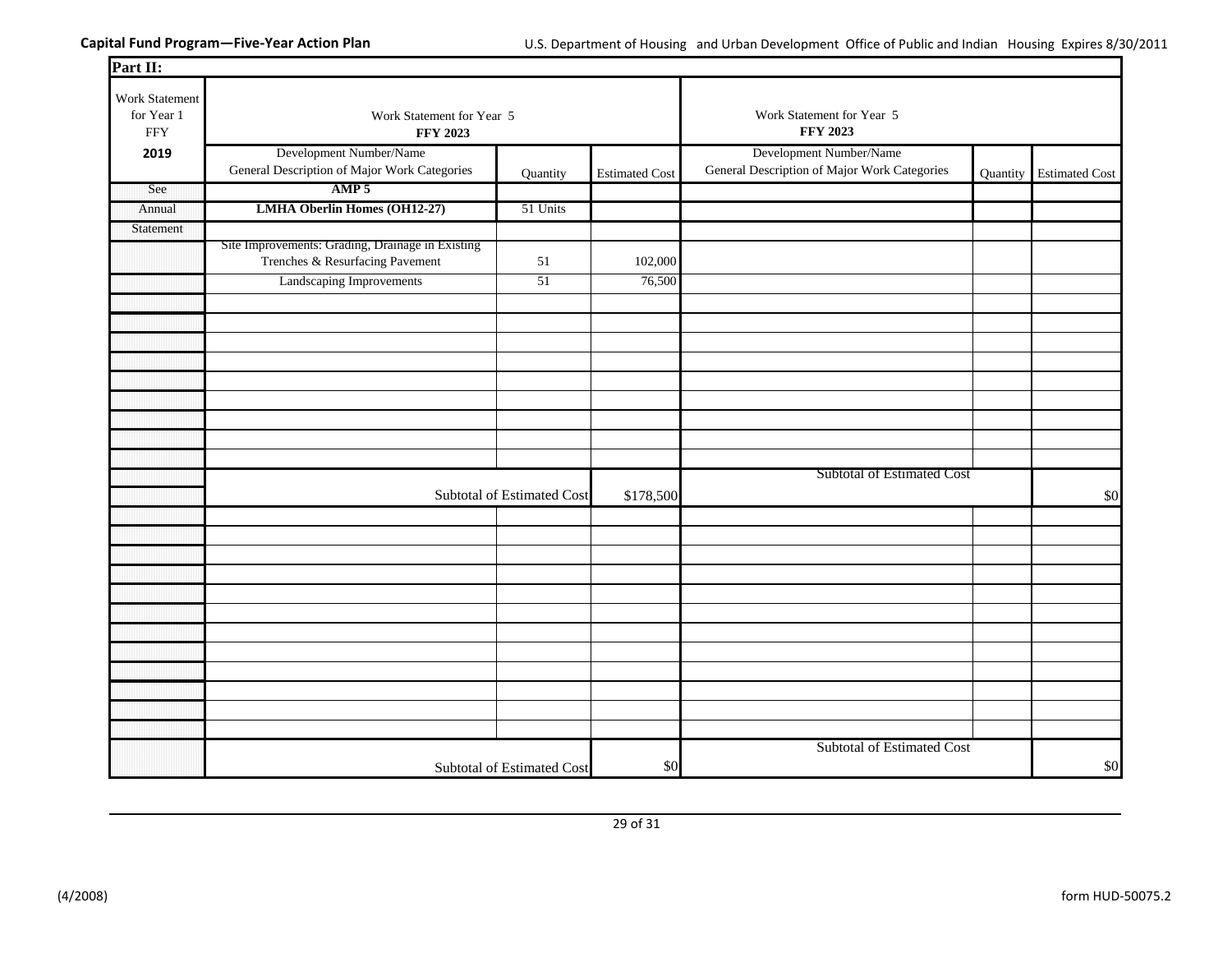Capital Fund Program—Five-Year Action Plan

U.S. Department of Housing and Urban Development Office of Public and Indian Housing Expires 8/30/2011

**Part II:**

| Work Statement for Year 1 FFY **2019** | Work Statement for Year 5 **FFY 2023** | | | Work Statement for Year 5 **FFY 2023** | | |
|---|---|---|---|---|---|---|
| | Development Number/Name General Description of Major Work Categories | Quantity | Estimated Cost | Development Number/Name General Description of Major Work Categories | Quantity | Estimated Cost |
| See | **AMP 5** | | | | | |
| Annual | **LMHA Oberlin Homes (OH12-27)** | 51 Units | | | | |
| Statement | | | | | | |
| | Site Improvements: Grading, Drainage in Existing Trenches & Resurfacing Pavement | 51 | 102,000 | | | |
| | Landscaping Improvements | 51 | 76,500 | | | |
| | | | | | | |
| | | | | | | |
| | | | | | | |
| | | | | | | |
| | | | | | | |
| | | | | | | |
| | | | | | | |
| | | | | | | |
| | | | | | | |
| | Subtotal of Estimated Cost | | $178,500 | Subtotal of Estimated Cost | | $0 |
| | | | | | | |
| | | | | | | |
| | | | | | | |
| | | | | | | |
| | | | | | | |
| | | | | | | |
| | | | | | | |
| | | | | | | |
| | | | | | | |
| | | | | | | |
| | | | | | | |
| | | | | | | |
| | Subtotal of Estimated Cost | | $0 | Subtotal of Estimated Cost | | $0 |

(4/2008) form HUD-50075.2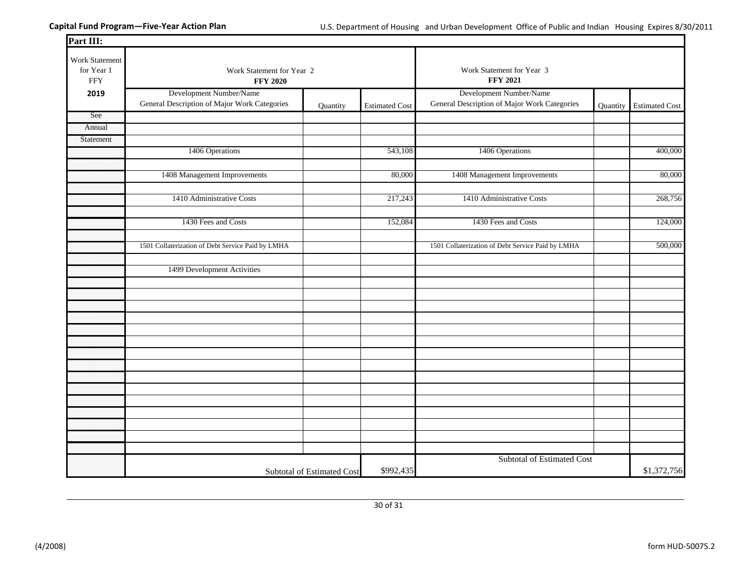**Capital Fund Program—Five-Year Action Plan**

U.S. Department of Housing and Urban Development Office of Public and Indian Housing Expires 8/30/2011

| Part III: | | | | | | |
|---|---|---|---|---|---|---|
| Work Statement for Year 1 FFY **2019** | Work Statement for Year 2 **FFY 2020** | | | Work Statement for Year 3 **FFY 2021** | | |
| | Development Number/Name General Description of Major Work Categories | Quantity | Estimated Cost | Development Number/Name General Description of Major Work Categories | Quantity | Estimated Cost |
| See | | | | | | |
| Annual | | | | | | |
| Statement | | | | | | |
| | 1406 Operations | | 543,108 | 1406 Operations | | 400,000 |
| | 1408 Management Improvements | | 80,000 | 1408 Management Improvements | | 80,000 |
| | 1410 Administrative Costs | | 217,243 | 1410 Administrative Costs | | 268,756 |
| | 1430 Fees and Costs | | 152,084 | 1430 Fees and Costs | | 124,000 |
| | 1501 Collaterization of Debt Service Paid by LMHA | | | 1501 Collaterization of Debt Service Paid by LMHA | | 500,000 |
| | 1499 Development Activities | | | | | |
| | | Subtotal of Estimated Cost | $992,435 | Subtotal of Estimated Cost | | $1,372,756 |

(4/2008) form HUD-50075.2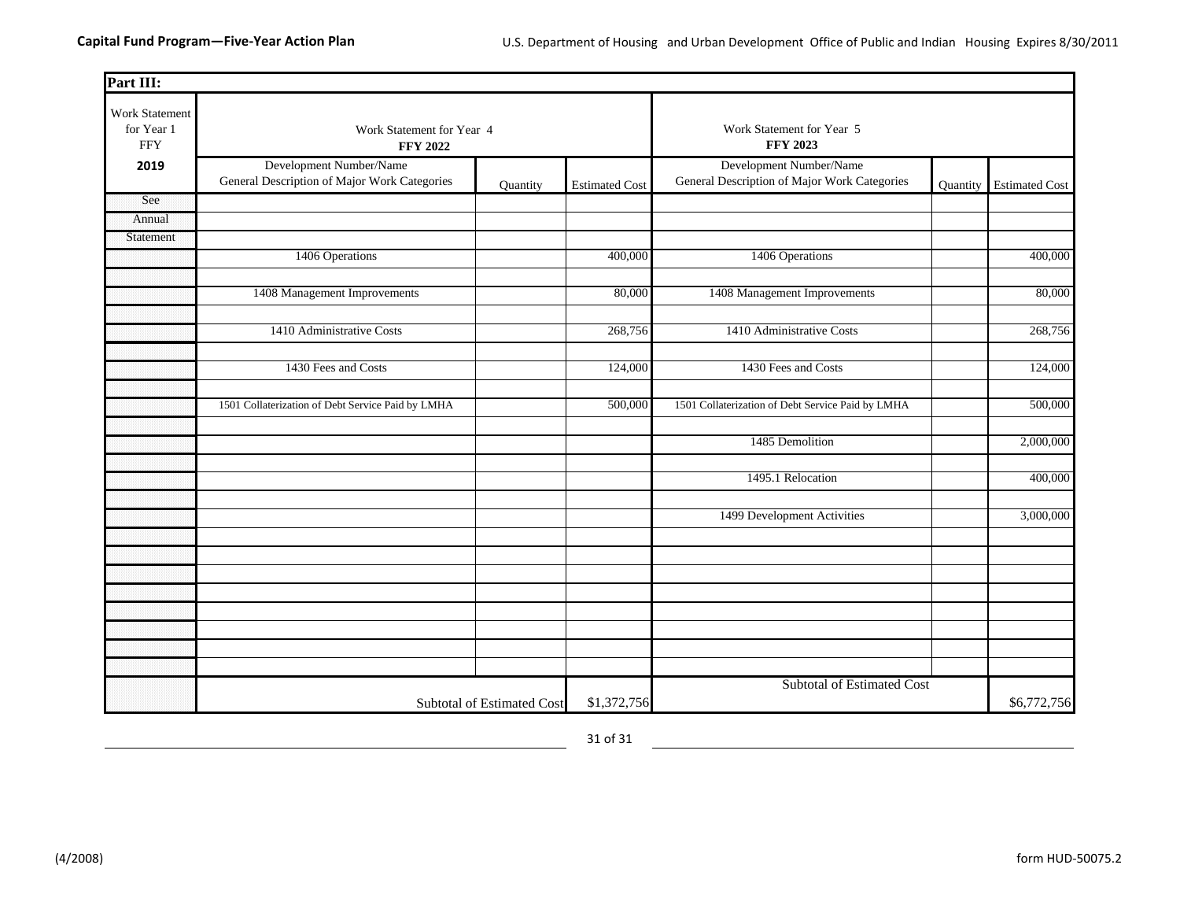**Part III:**

| Work Statement for Year 1 FFY **2019** | Work Statement for Year 4 **FFY 2022** | | | Work Statement for Year 5 **FFY 2023** | | |
|---|---|---|---|---|---|---|
| | Development Number/Name General Description of Major Work Categories | Quantity | Estimated Cost | Development Number/Name General Description of Major Work Categories | Quantity | Estimated Cost |
| See | | | | | | |
| Annual | | | | | | |
| Statement | | | | | | |
| | 1406 Operations | | 400,000 | 1406 Operations | | 400,000 |
| | 1408 Management Improvements | | 80,000 | 1408 Management Improvements | | 80,000 |
| | 1410 Administrative Costs | | 268,756 | 1410 Administrative Costs | | 268,756 |
| | 1430 Fees and Costs | | 124,000 | 1430 Fees and Costs | | 124,000 |
| | 1501 Collaterization of Debt Service Paid by LMHA | | 500,000 | 1501 Collaterization of Debt Service Paid by LMHA | | 500,000 |
| | | | | 1485 Demolition | | 2,000,000 |
| | | | | 1495.1 Relocation | | 400,000 |
| | | | | 1499 Development Activities | | 3,000,000 |
| | Subtotal of Estimated Cost | | $1,372,756 | Subtotal of Estimated Cost | | $6,772,756 |

(4/2008) form HUD-50075.2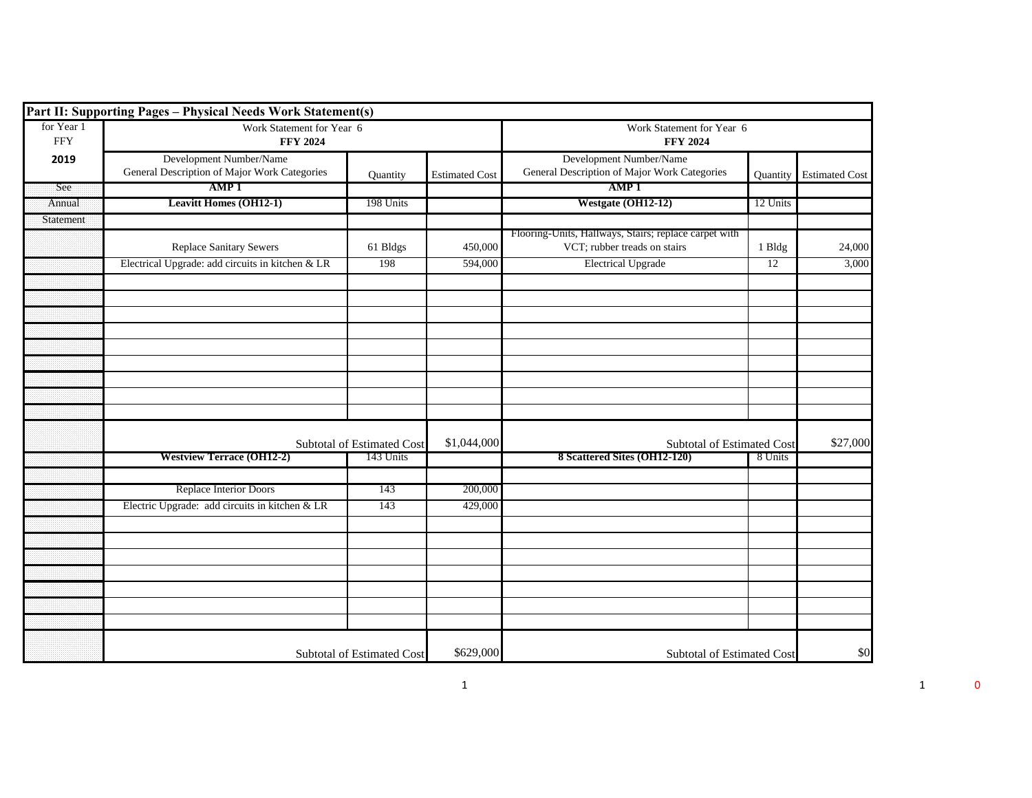**Part II: Supporting Pages – Physical Needs Work Statement(s)**

| for Year 1 FFY **2019** | Work Statement for Year 6 **FFY 2024** | | | Work Statement for Year 6 **FFY 2024** | | |
|---|---|---|---|---|---|---|
| | Development Number/Name General Description of Major Work Categories | Quantity | Estimated Cost | Development Number/Name General Description of Major Work Categories | Quantity | Estimated Cost |
| See | **AMP 1** | | | **AMP 1** | | |
| Annual | **Leavitt Homes (OH12-1)** | 198 Units | | **Westgate (OH12-12)** | 12 Units | |
| Statement | | | | | | |
| | Replace Sanitary Sewers | 61 Bldgs | 450,000 | Flooring-Units, Hallways, Stairs; replace carpet with VCT; rubber treads on stairs | 1 Bldg | 24,000 |
| | Electrical Upgrade: add circuits in kitchen & LR | 198 | 594,000 | Electrical Upgrade | 12 | 3,000 |
| | | | | | | |
| | | | | | | |
| | | | | | | |
| | | | | | | |
| | | | | | | |
| | | | | | | |
| | | | | | | |
| | | | | | | |
| | | | | | | |
| | Subtotal of Estimated Cost | | $1,044,000 | Subtotal of Estimated Cost | | $27,000 |
| | **Westview Terrace (OH12-2)** | 143 Units | | **8 Scattered Sites (OH12-120)** | 8 Units | |
| | | | | | | |
| | Replace Interior Doors | 143 | 200,000 | | | |
| | Electric Upgrade: add circuits in kitchen & LR | 143 | 429,000 | | | |
| | | | | | | |
| | | | | | | |
| | | | | | | |
| | | | | | | |
| | | | | | | |
| | | | | | | |
| | | | | | | |
| | Subtotal of Estimated Cost | | $629,000 | Subtotal of Estimated Cost | | $0 |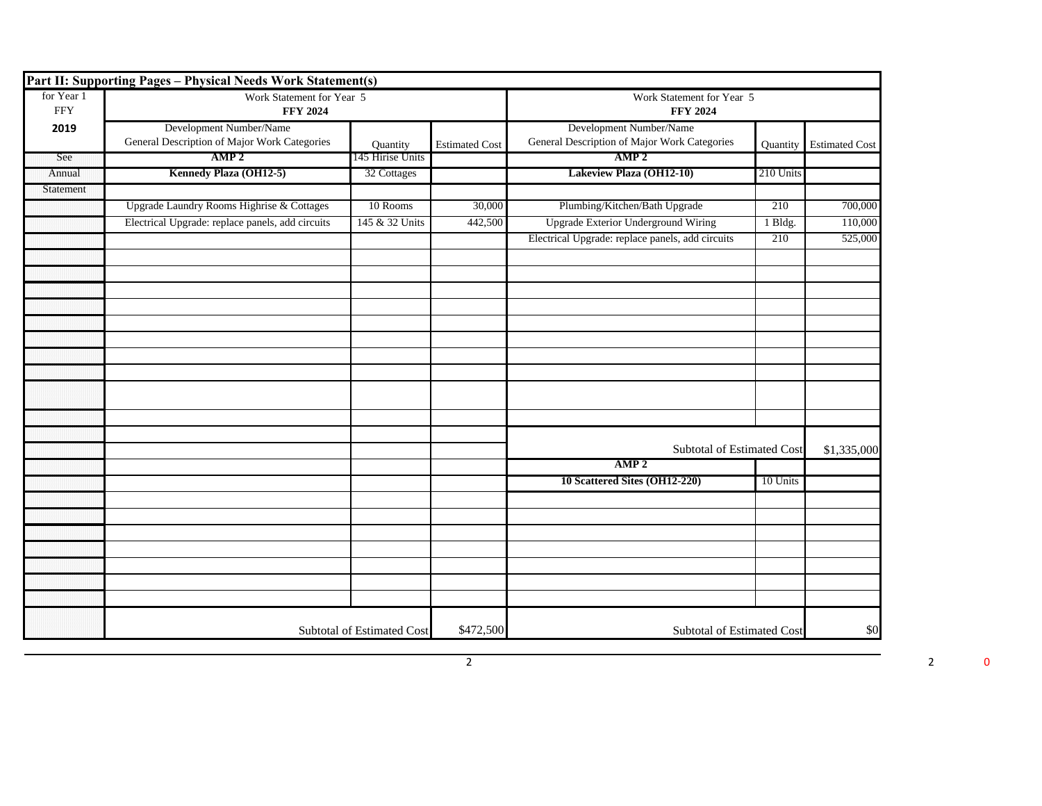## Part II: Supporting Pages – Physical Needs Work Statement(s)

| for Year 1 FFY 2019 | Work Statement for Year 5 FFY 2024 | | | Work Statement for Year 5 FFY 2024 | | |
|---|---|---|---|---|---|---|
| | Development Number/Name General Description of Major Work Categories | Quantity | Estimated Cost | Development Number/Name General Description of Major Work Categories | Quantity | Estimated Cost |
| See | **AMP 2** | 145 Hirise Units | | **AMP 2** | | |
| Annual | **Kennedy Plaza (OH12-5)** | 32 Cottages | | **Lakeview Plaza (OH12-10)** | 210 Units | |
| Statement | | | | | | |
| | Upgrade Laundry Rooms Highrise & Cottages | 10 Rooms | 30,000 | Plumbing/Kitchen/Bath Upgrade | 210 | 700,000 |
| | Electrical Upgrade: replace panels, add circuits | 145 & 32 Units | 442,500 | Upgrade Exterior Underground Wiring | 1 Bldg. | 110,000 |
| | | | | Electrical Upgrade: replace panels, add circuits | 210 | 525,000 |
| | | | | Subtotal of Estimated Cost | | $1,335,000 |
| | | | | **AMP 2** | | |
| | | | | **10 Scattered Sites (OH12-220)** | 10 Units | |
| | Subtotal of Estimated Cost | | $472,500 | Subtotal of Estimated Cost | | $0 |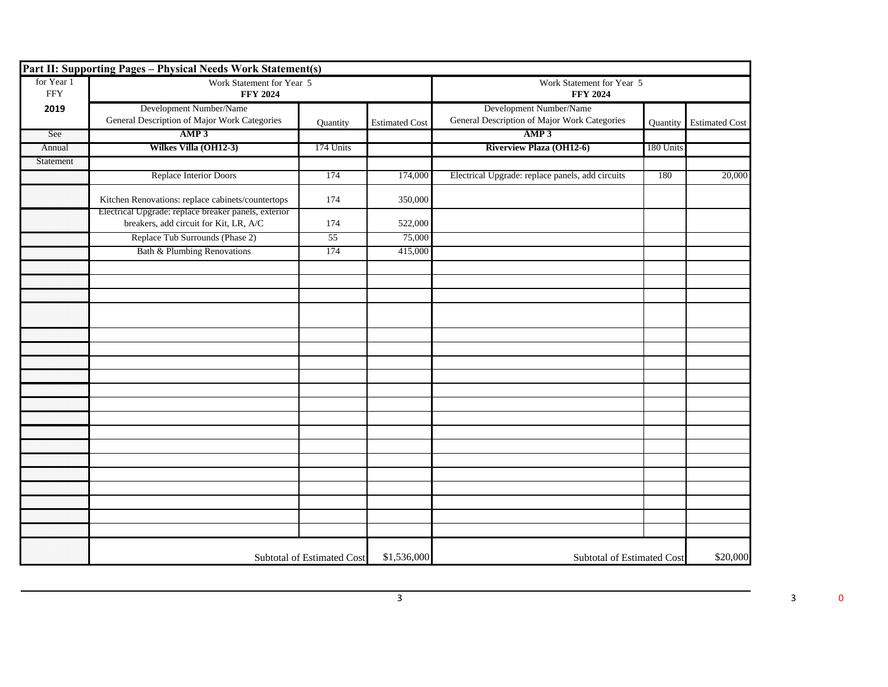**Part II: Supporting Pages – Physical Needs Work Statement(s)**

| for Year 1 FFY **2019** | Work Statement for Year 5 **FFY 2024** | | | Work Statement for Year 5 **FFY 2024** | | |
|---|---|---|---|---|---|---|
| | Development Number/Name General Description of Major Work Categories | Quantity | Estimated Cost | Development Number/Name General Description of Major Work Categories | Quantity | Estimated Cost |
| See | **AMP 3** | | | **AMP 3** | | |
| Annual | **Wilkes Villa (OH12-3)** | 174 Units | | **Riverview Plaza (OH12-6)** | 180 Units | |
| Statement | | | | | | |
| | Replace Interior Doors | 174 | 174,000 | Electrical Upgrade: replace panels, add circuits | 180 | 20,000 |
| | Kitchen Renovations: replace cabinets/countertops | 174 | 350,000 | | | |
| | Electrical Upgrade: replace breaker panels, exterior breakers, add circuit for Kit, LR, A/C | 174 | 522,000 | | | |
| | Replace Tub Surrounds (Phase 2) | 55 | 75,000 | | | |
| | Bath & Plumbing Renovations | 174 | 415,000 | | | |
| | Subtotal of Estimated Cost | | $1,536,000 | Subtotal of Estimated Cost | | $20,000 |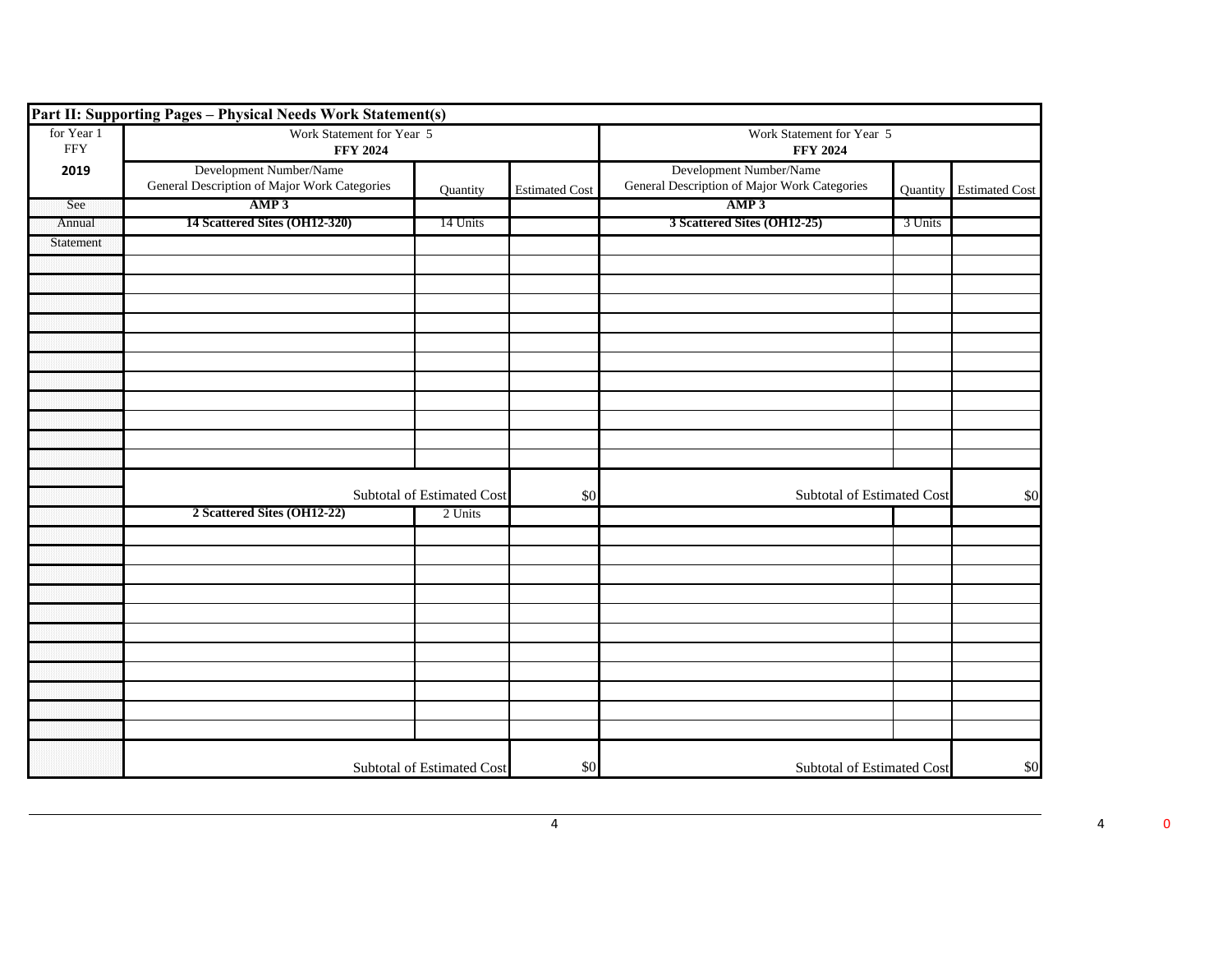**Part II: Supporting Pages – Physical Needs Work Statement(s)**

| for Year 1 FFY **2019** | Work Statement for Year 5 **FFY 2024** | | | Work Statement for Year 5 **FFY 2024** | | |
|---|---|---|---|---|---|---|
| | Development Number/Name General Description of Major Work Categories | Quantity | Estimated Cost | Development Number/Name General Description of Major Work Categories | Quantity | Estimated Cost |
| See | **AMP 3** | | | **AMP 3** | | |
| Annual | **14 Scattered Sites (OH12-320)** | 14 Units | | **3 Scattered Sites (OH12-25)** | 3 Units | |
| Statement | | | | | | |
| | | | | | | |
| | | | | | | |
| | | | | | | |
| | | | | | | |
| | | | | | | |
| | | | | | | |
| | | | | | | |
| | | | | | | |
| | | | | | | |
| | | | | | | |
| | | | | | | |
| | | Subtotal of Estimated Cost | $0 | | Subtotal of Estimated Cost | $0 |
| | **2 Scattered Sites (OH12-22)** | 2 Units | | | | |
| | | | | | | |
| | | | | | | |
| | | | | | | |
| | | | | | | |
| | | | | | | |
| | | | | | | |
| | | | | | | |
| | | | | | | |
| | | | | | | |
| | | | | | | |
| | | | | | | |
| | | Subtotal of Estimated Cost | $0 | | Subtotal of Estimated Cost | $0 |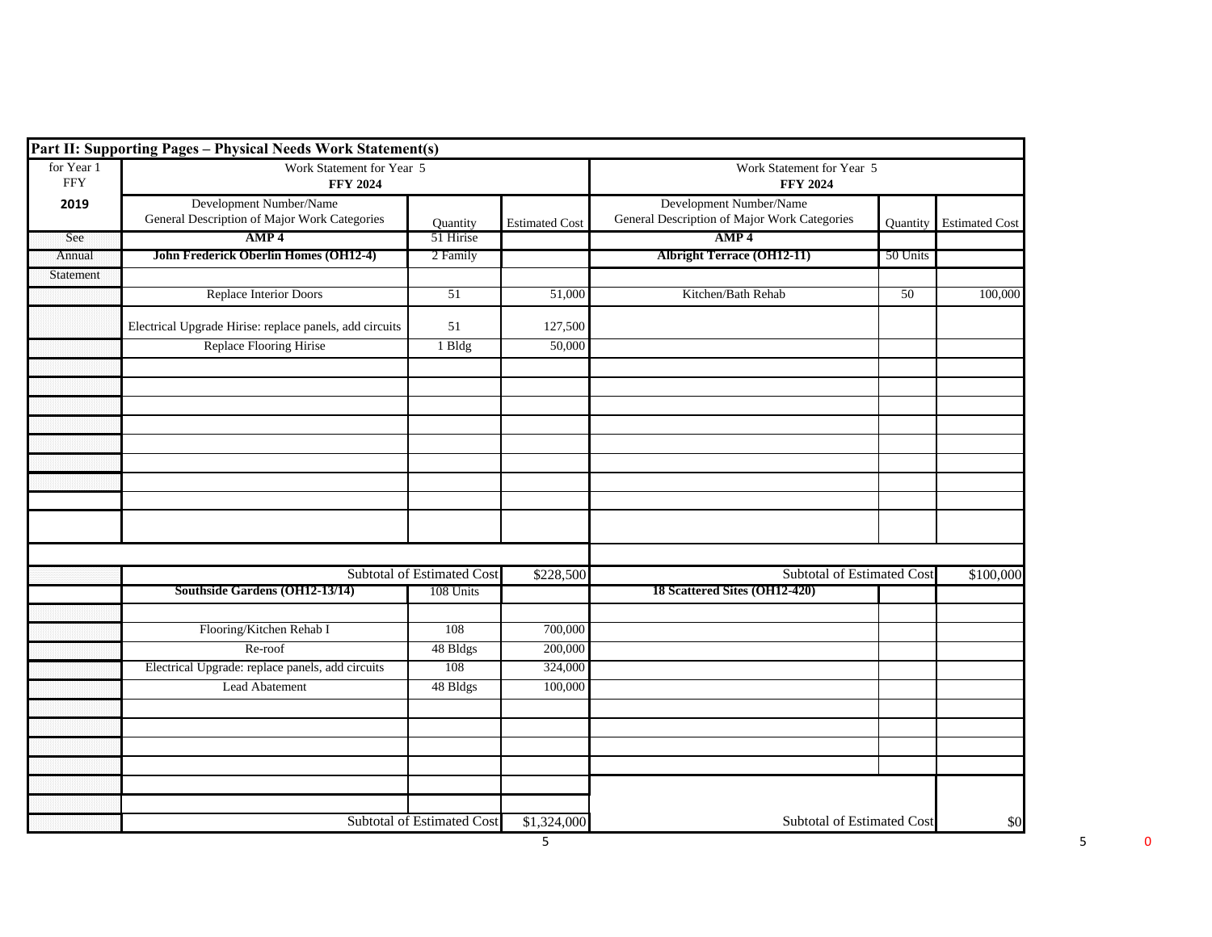**Part II: Supporting Pages – Physical Needs Work Statement(s)**

| for Year 1 FFY | Work Statement for Year 5 FFY 2024 | | | Work Statement for Year 5 FFY 2024 | | |
|---|---|---|---|---|---|---|
| **2019** | Development Number/Name General Description of Major Work Categories | Quantity | Estimated Cost | Development Number/Name General Description of Major Work Categories | Quantity | Estimated Cost |
| See | **AMP 4** | 51 Hirise | | **AMP 4** | | |
| Annual | **John Frederick Oberlin Homes (OH12-4)** | 2 Family | | **Albright Terrace (OH12-11)** | 50 Units | |
| Statement | | | | | | |
| | Replace Interior Doors | 51 | 51,000 | Kitchen/Bath Rehab | 50 | 100,000 |
| | Electrical Upgrade Hirise: replace panels, add circuits | 51 | 127,500 | | | |
| | Replace Flooring Hirise | 1 Bldg | 50,000 | | | |
| | | Subtotal of Estimated Cost | $228,500 | Subtotal of Estimated Cost | | $100,000 |
| | **Southside Gardens (OH12-13/14)** | 108 Units | | **18 Scattered Sites (OH12-420)** | | |
| | Flooring/Kitchen Rehab I | 108 | 700,000 | | | |
| | Re-roof | 48 Bldgs | 200,000 | | | |
| | Electrical Upgrade: replace panels, add circuits | 108 | 324,000 | | | |
| | Lead Abatement | 48 Bldgs | 100,000 | | | |
| | | Subtotal of Estimated Cost | $1,324,000 | Subtotal of Estimated Cost | | $0 |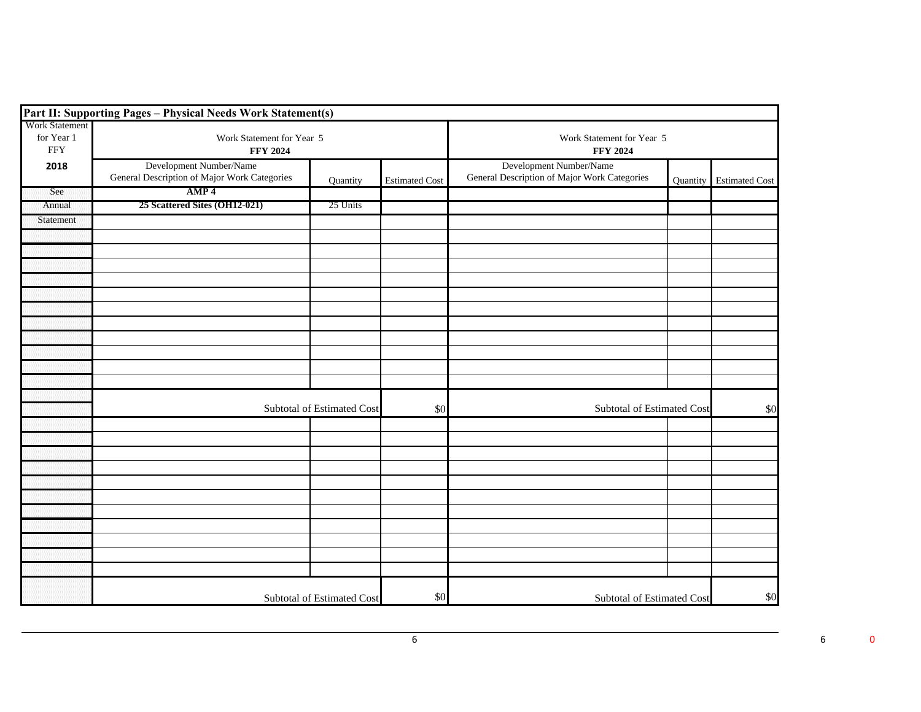| **Part II: Supporting Pages – Physical Needs Work Statement(s)** | | | | | | |
|---|---|---|---|---|---|---|
| Work Statement for Year 1 FFY | Work Statement for Year 5 **FFY 2024** | | | Work Statement for Year 5 **FFY 2024** | | |
| **2018** | Development Number/Name General Description of Major Work Categories | Quantity | Estimated Cost | Development Number/Name General Description of Major Work Categories | Quantity | Estimated Cost |
| See | **AMP 4** | | | | | |
| Annual | **25 Scattered Sites (OH12-021)** | 25 Units | | | | |
| Statement | | | | | | |
| | | | | | | |
| | | | | | | |
| | | | | | | |
| | | | | | | |
| | | | | | | |
| | | | | | | |
| | | | | | | |
| | | | | | | |
| | | | | | | |
| | | | | | | |
| | | | | | | |
| | Subtotal of Estimated Cost | | $0 | Subtotal of Estimated Cost | | $0 |
| | | | | | | |
| | | | | | | |
| | | | | | | |
| | | | | | | |
| | | | | | | |
| | | | | | | |
| | | | | | | |
| | | | | | | |
| | | | | | | |
| | | | | | | |
| | | | | | | |
| | Subtotal of Estimated Cost | | $0 | Subtotal of Estimated Cost | | $0 |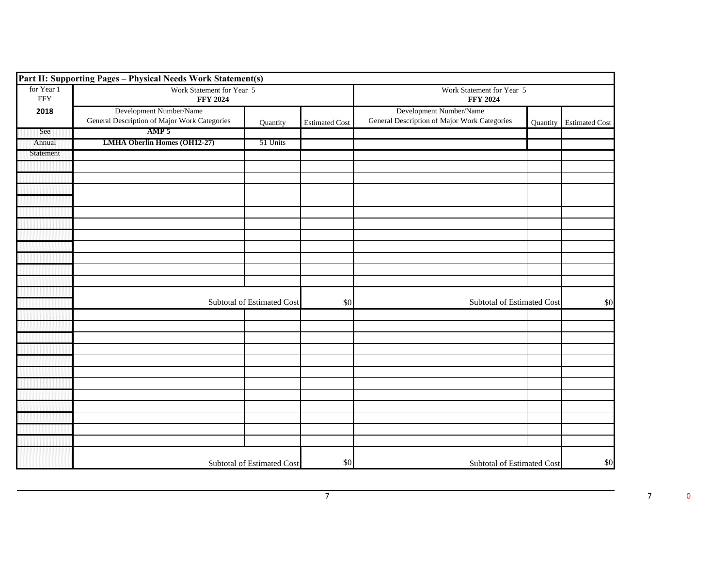## Part II: Supporting Pages – Physical Needs Work Statement(s)

| for Year 1 FFY 2018 | Work Statement for Year 5 FFY 2024 | | | Work Statement for Year 5 FFY 2024 | | |
|---|---|---|---|---|---|---|
| | Development Number/Name General Description of Major Work Categories | Quantity | Estimated Cost | Development Number/Name General Description of Major Work Categories | Quantity | Estimated Cost |
| See | **AMP 5** | | | | | |
| Annual | **LMHA Oberlin Homes (OH12-27)** | 51 Units | | | | |
| Statement | | | | | | |
| | | | | | | |
| | | | | | | |
| | | | | | | |
| | | | | | | |
| | | | | | | |
| | | | | | | |
| | | | | | | |
| | | | | | | |
| | | | | | | |
| | | | | | | |
| | | | | | | |
| | Subtotal of Estimated Cost | | $0 | Subtotal of Estimated Cost | | $0 |
| | | | | | | |
| | | | | | | |
| | | | | | | |
| | | | | | | |
| | | | | | | |
| | | | | | | |
| | | | | | | |
| | | | | | | |
| | | | | | | |
| | | | | | | |
| | | | | | | |
| | | | | | | |
| | Subtotal of Estimated Cost | | $0 | Subtotal of Estimated Cost | | $0 |

7 0